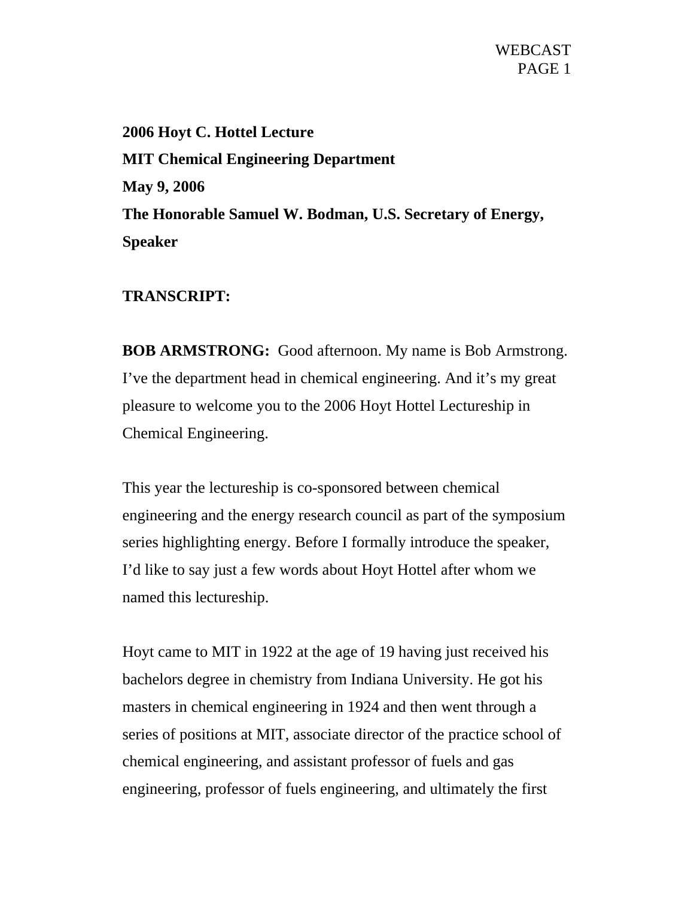**2006 Hoyt C. Hottel Lecture**

**MIT Chemical Engineering Department**

**May 9, 2006**

**The Honorable Samuel W. Bodman, U.S. Secretary of Energy, Speaker**

**TRANSCRIPT:**

**BOB ARMSTRONG:** Good afternoon. My name is Bob Armstrong. I've the department head in chemical engineering. And it's my great pleasure to welcome you to the 2006 Hoyt Hottel Lectureship in Chemical Engineering.

This year the lectureship is co-sponsored between chemical engineering and the energy research council as part of the symposium series highlighting energy. Before I formally introduce the speaker, I'd like to say just a few words about Hoyt Hottel after whom we named this lectureship.

Hoyt came to MIT in 1922 at the age of 19 having just received his bachelors degree in chemistry from Indiana University. He got his masters in chemical engineering in 1924 and then went through a series of positions at MIT, associate director of the practice school of chemical engineering, and assistant professor of fuels and gas engineering, professor of fuels engineering, and ultimately the first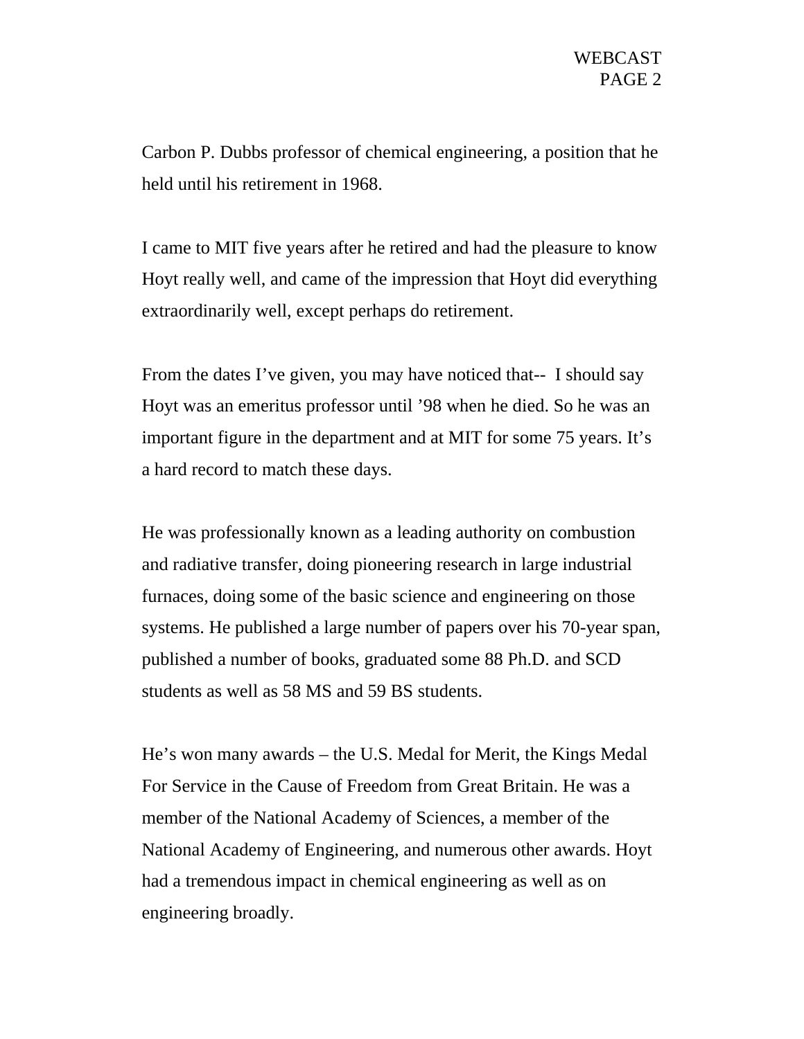Carbon P. Dubbs professor of chemical engineering, a position that he held until his retirement in 1968.

I came to MIT five years after he retired and had the pleasure to know Hoyt really well, and came of the impression that Hoyt did everything extraordinarily well, except perhaps do retirement.

From the dates I've given, you may have noticed that-- I should say Hoyt was an emeritus professor until '98 when he died. So he was an important figure in the department and at MIT for some 75 years. It's a hard record to match these days.

He was professionally known as a leading authority on combustion and radiative transfer, doing pioneering research in large industrial furnaces, doing some of the basic science and engineering on those systems. He published a large number of papers over his 70-year span, published a number of books, graduated some 88 Ph.D. and SCD students as well as 58 MS and 59 BS students.

He's won many awards – the U.S. Medal for Merit, the Kings Medal For Service in the Cause of Freedom from Great Britain. He was a member of the National Academy of Sciences, a member of the National Academy of Engineering, and numerous other awards. Hoyt had a tremendous impact in chemical engineering as well as on engineering broadly.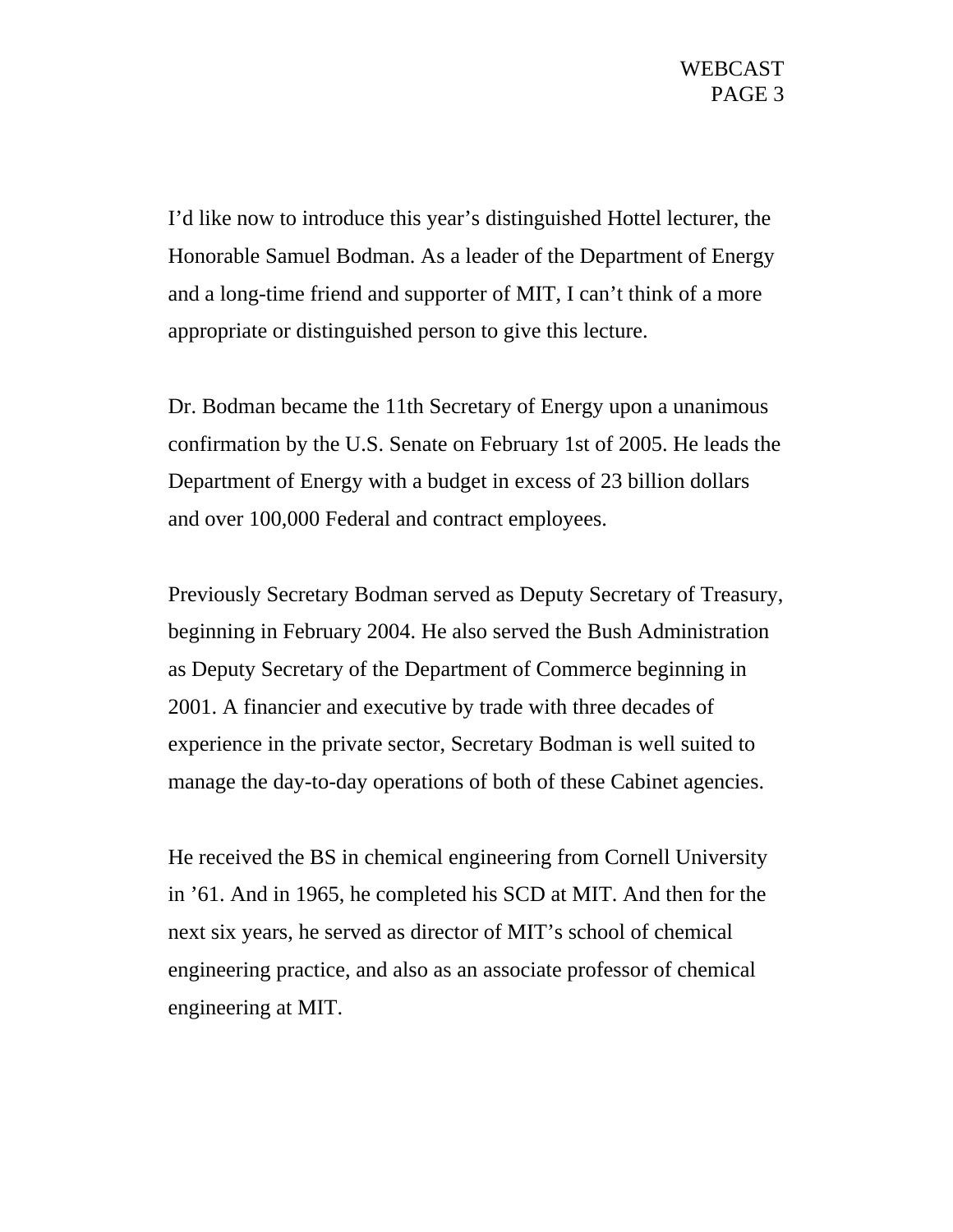I’d like now to introduce this year’s distinguished Hottel lecturer, the Honorable Samuel Bodman. As a leader of the Department of Energy and a long-time friend and supporter of MIT, I can’t think of a more appropriate or distinguished person to give this lecture.

Dr. Bodman became the 11th Secretary of Energy upon a unanimous confirmation by the U.S. Senate on February 1st of 2005. He leads the Department of Energy with a budget in excess of 23 billion dollars and over 100,000 Federal and contract employees.

Previously Secretary Bodman served as Deputy Secretary of Treasury, beginning in February 2004. He also served the Bush Administration as Deputy Secretary of the Department of Commerce beginning in 2001. A financier and executive by trade with three decades of experience in the private sector, Secretary Bodman is well suited to manage the day-to-day operations of both of these Cabinet agencies.

He received the BS in chemical engineering from Cornell University in ’61. And in 1965, he completed his SCD at MIT. And then for the next six years, he served as director of MIT’s school of chemical engineering practice, and also as an associate professor of chemical engineering at MIT.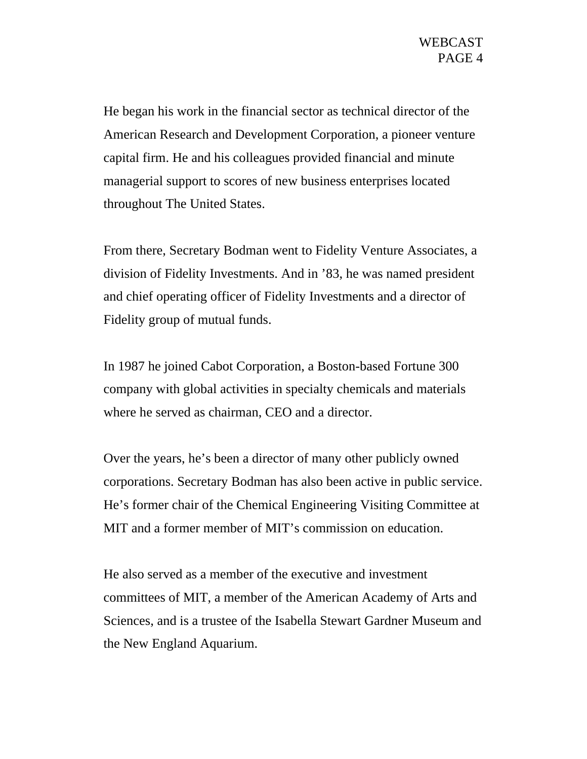He began his work in the financial sector as technical director of the American Research and Development Corporation, a pioneer venture capital firm. He and his colleagues provided financial and minute managerial support to scores of new business enterprises located throughout The United States.

From there, Secretary Bodman went to Fidelity Venture Associates, a division of Fidelity Investments. And in ’83, he was named president and chief operating officer of Fidelity Investments and a director of Fidelity group of mutual funds.

In 1987 he joined Cabot Corporation, a Boston-based Fortune 300 company with global activities in specialty chemicals and materials where he served as chairman, CEO and a director.

Over the years, he’s been a director of many other publicly owned corporations. Secretary Bodman has also been active in public service. He’s former chair of the Chemical Engineering Visiting Committee at MIT and a former member of MIT’s commission on education.

He also served as a member of the executive and investment committees of MIT, a member of the American Academy of Arts and Sciences, and is a trustee of the Isabella Stewart Gardner Museum and the New England Aquarium.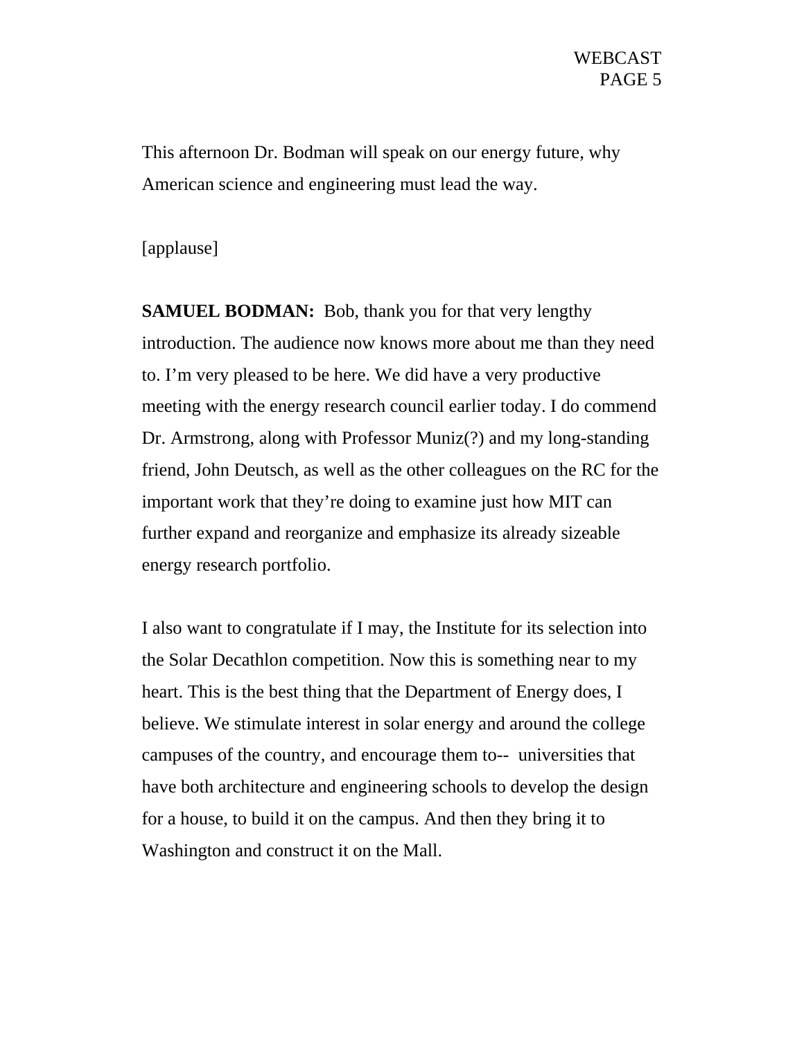This afternoon Dr. Bodman will speak on our energy future, why American science and engineering must lead the way.

[applause]

**SAMUEL BODMAN:** Bob, thank you for that very lengthy introduction. The audience now knows more about me than they need to. I'm very pleased to be here. We did have a very productive meeting with the energy research council earlier today. I do commend Dr. Armstrong, along with Professor Muniz(?) and my long-standing friend, John Deutsch, as well as the other colleagues on the RC for the important work that they're doing to examine just how MIT can further expand and reorganize and emphasize its already sizeable energy research portfolio.

I also want to congratulate if I may, the Institute for its selection into the Solar Decathlon competition. Now this is something near to my heart. This is the best thing that the Department of Energy does, I believe. We stimulate interest in solar energy and around the college campuses of the country, and encourage them to-- universities that have both architecture and engineering schools to develop the design for a house, to build it on the campus. And then they bring it to Washington and construct it on the Mall.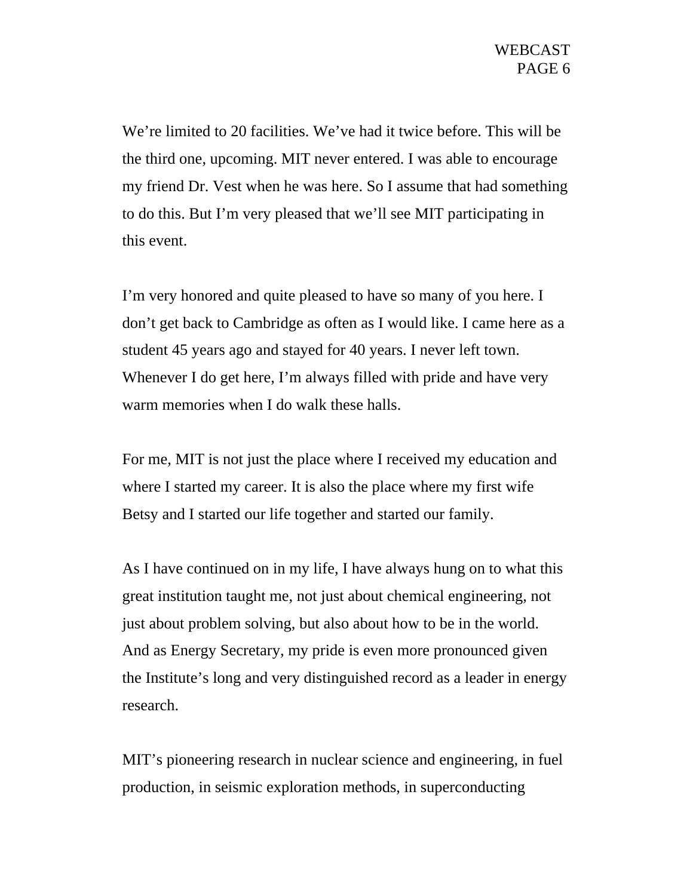We’re limited to 20 facilities. We’ve had it twice before. This will be the third one, upcoming. MIT never entered. I was able to encourage my friend Dr. Vest when he was here. So I assume that had something to do this. But I’m very pleased that we’ll see MIT participating in this event.

I’m very honored and quite pleased to have so many of you here. I don’t get back to Cambridge as often as I would like. I came here as a student 45 years ago and stayed for 40 years. I never left town. Whenever I do get here, I’m always filled with pride and have very warm memories when I do walk these halls.

For me, MIT is not just the place where I received my education and where I started my career. It is also the place where my first wife Betsy and I started our life together and started our family.

As I have continued on in my life, I have always hung on to what this great institution taught me, not just about chemical engineering, not just about problem solving, but also about how to be in the world. And as Energy Secretary, my pride is even more pronounced given the Institute’s long and very distinguished record as a leader in energy research.

MIT’s pioneering research in nuclear science and engineering, in fuel production, in seismic exploration methods, in superconducting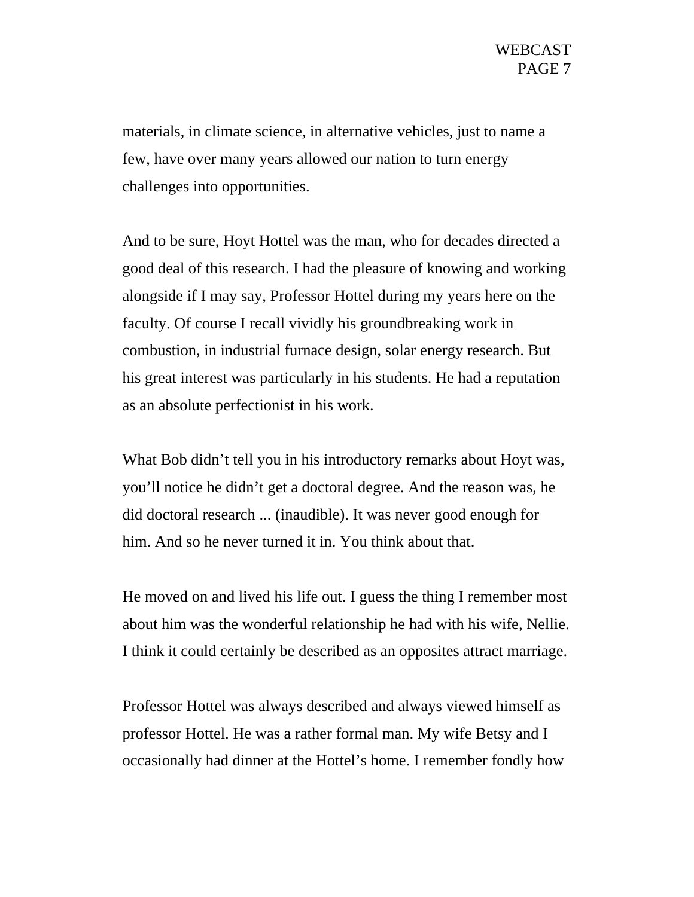materials, in climate science, in alternative vehicles, just to name a few, have over many years allowed our nation to turn energy challenges into opportunities.

And to be sure, Hoyt Hottel was the man, who for decades directed a good deal of this research. I had the pleasure of knowing and working alongside if I may say, Professor Hottel during my years here on the faculty. Of course I recall vividly his groundbreaking work in combustion, in industrial furnace design, solar energy research. But his great interest was particularly in his students. He had a reputation as an absolute perfectionist in his work.

What Bob didn't tell you in his introductory remarks about Hoyt was, you'll notice he didn't get a doctoral degree. And the reason was, he did doctoral research ... (inaudible). It was never good enough for him. And so he never turned it in. You think about that.

He moved on and lived his life out. I guess the thing I remember most about him was the wonderful relationship he had with his wife, Nellie. I think it could certainly be described as an opposites attract marriage.

Professor Hottel was always described and always viewed himself as professor Hottel. He was a rather formal man. My wife Betsy and I occasionally had dinner at the Hottel's home. I remember fondly how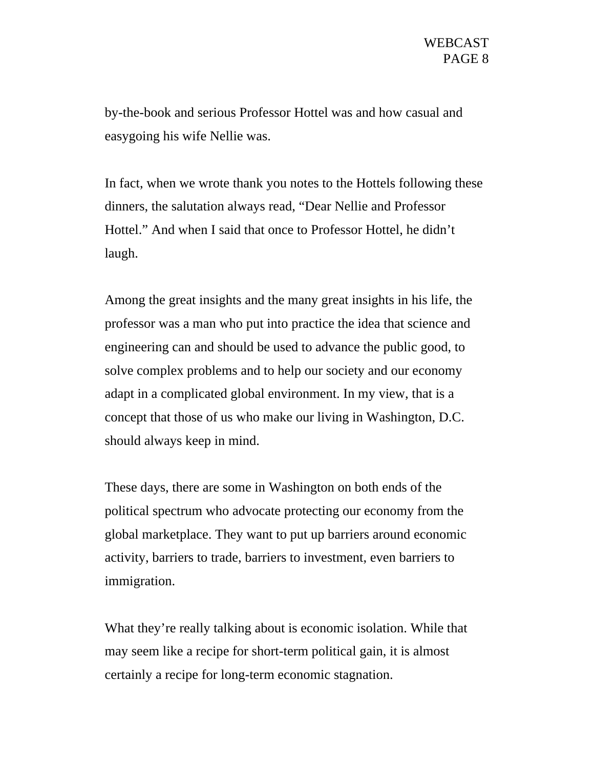by-the-book and serious Professor Hottel was and how casual and easygoing his wife Nellie was.

In fact, when we wrote thank you notes to the Hottels following these dinners, the salutation always read, "Dear Nellie and Professor Hottel." And when I said that once to Professor Hottel, he didn't laugh.

Among the great insights and the many great insights in his life, the professor was a man who put into practice the idea that science and engineering can and should be used to advance the public good, to solve complex problems and to help our society and our economy adapt in a complicated global environment. In my view, that is a concept that those of us who make our living in Washington, D.C. should always keep in mind.

These days, there are some in Washington on both ends of the political spectrum who advocate protecting our economy from the global marketplace. They want to put up barriers around economic activity, barriers to trade, barriers to investment, even barriers to immigration.

What they're really talking about is economic isolation. While that may seem like a recipe for short-term political gain, it is almost certainly a recipe for long-term economic stagnation.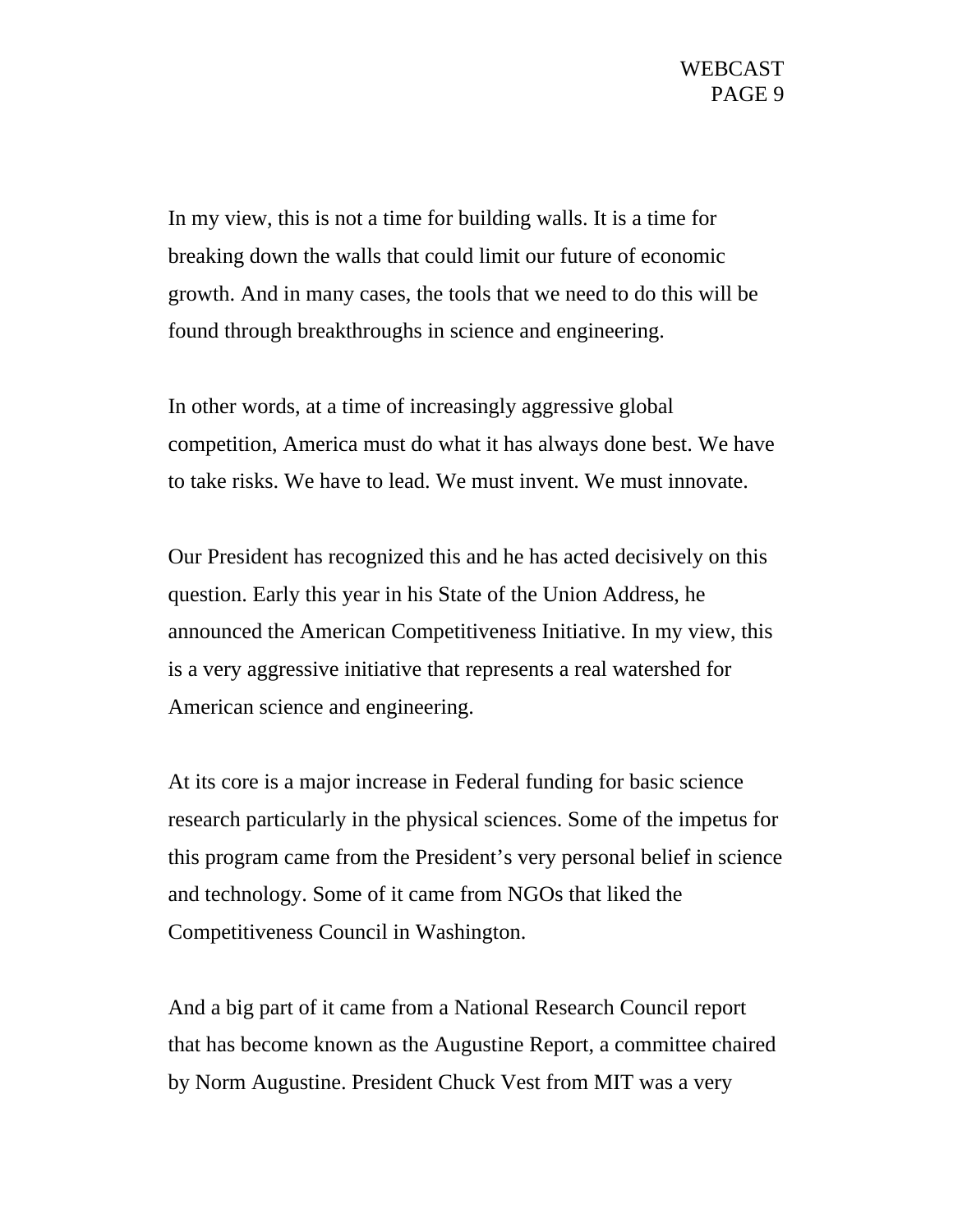In my view, this is not a time for building walls. It is a time for breaking down the walls that could limit our future of economic growth. And in many cases, the tools that we need to do this will be found through breakthroughs in science and engineering.

In other words, at a time of increasingly aggressive global competition, America must do what it has always done best. We have to take risks. We have to lead. We must invent. We must innovate.

Our President has recognized this and he has acted decisively on this question. Early this year in his State of the Union Address, he announced the American Competitiveness Initiative. In my view, this is a very aggressive initiative that represents a real watershed for American science and engineering.

At its core is a major increase in Federal funding for basic science research particularly in the physical sciences. Some of the impetus for this program came from the President's very personal belief in science and technology. Some of it came from NGOs that liked the Competitiveness Council in Washington.

And a big part of it came from a National Research Council report that has become known as the Augustine Report, a committee chaired by Norm Augustine. President Chuck Vest from MIT was a very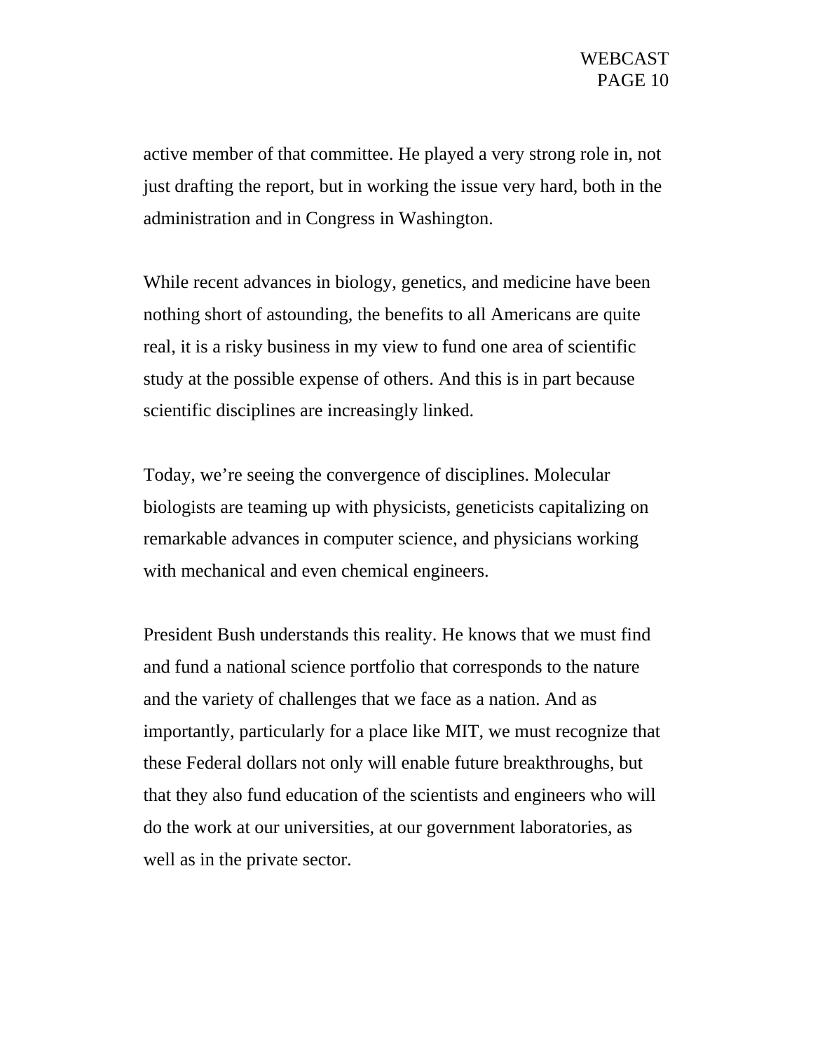active member of that committee. He played a very strong role in, not just drafting the report, but in working the issue very hard, both in the administration and in Congress in Washington.

While recent advances in biology, genetics, and medicine have been nothing short of astounding, the benefits to all Americans are quite real, it is a risky business in my view to fund one area of scientific study at the possible expense of others. And this is in part because scientific disciplines are increasingly linked.

Today, we're seeing the convergence of disciplines. Molecular biologists are teaming up with physicists, geneticists capitalizing on remarkable advances in computer science, and physicians working with mechanical and even chemical engineers.

President Bush understands this reality. He knows that we must find and fund a national science portfolio that corresponds to the nature and the variety of challenges that we face as a nation. And as importantly, particularly for a place like MIT, we must recognize that these Federal dollars not only will enable future breakthroughs, but that they also fund education of the scientists and engineers who will do the work at our universities, at our government laboratories, as well as in the private sector.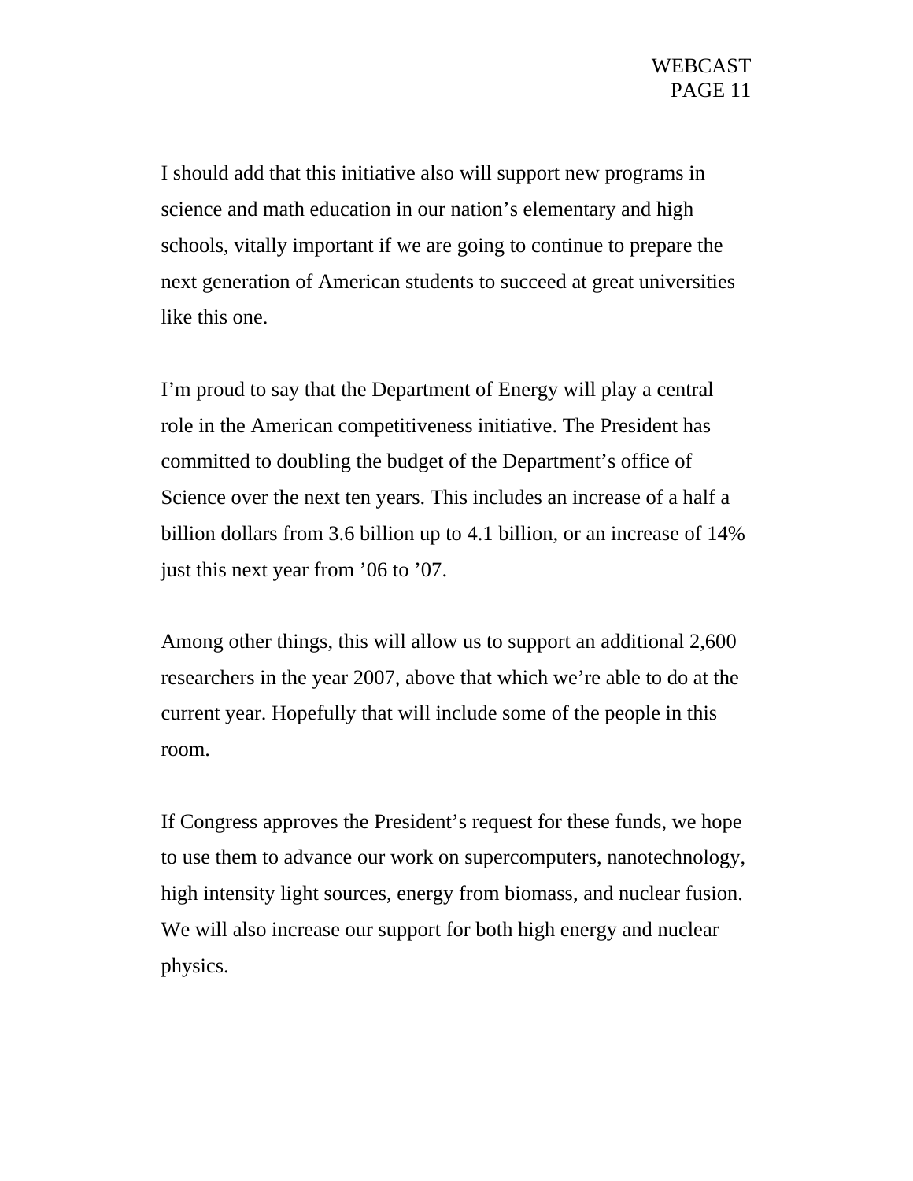I should add that this initiative also will support new programs in science and math education in our nation’s elementary and high schools, vitally important if we are going to continue to prepare the next generation of American students to succeed at great universities like this one.

I’m proud to say that the Department of Energy will play a central role in the American competitiveness initiative. The President has committed to doubling the budget of the Department’s office of Science over the next ten years. This includes an increase of a half a billion dollars from 3.6 billion up to 4.1 billion, or an increase of 14% just this next year from ’06 to ’07.

Among other things, this will allow us to support an additional 2,600 researchers in the year 2007, above that which we’re able to do at the current year. Hopefully that will include some of the people in this room.

If Congress approves the President’s request for these funds, we hope to use them to advance our work on supercomputers, nanotechnology, high intensity light sources, energy from biomass, and nuclear fusion. We will also increase our support for both high energy and nuclear physics.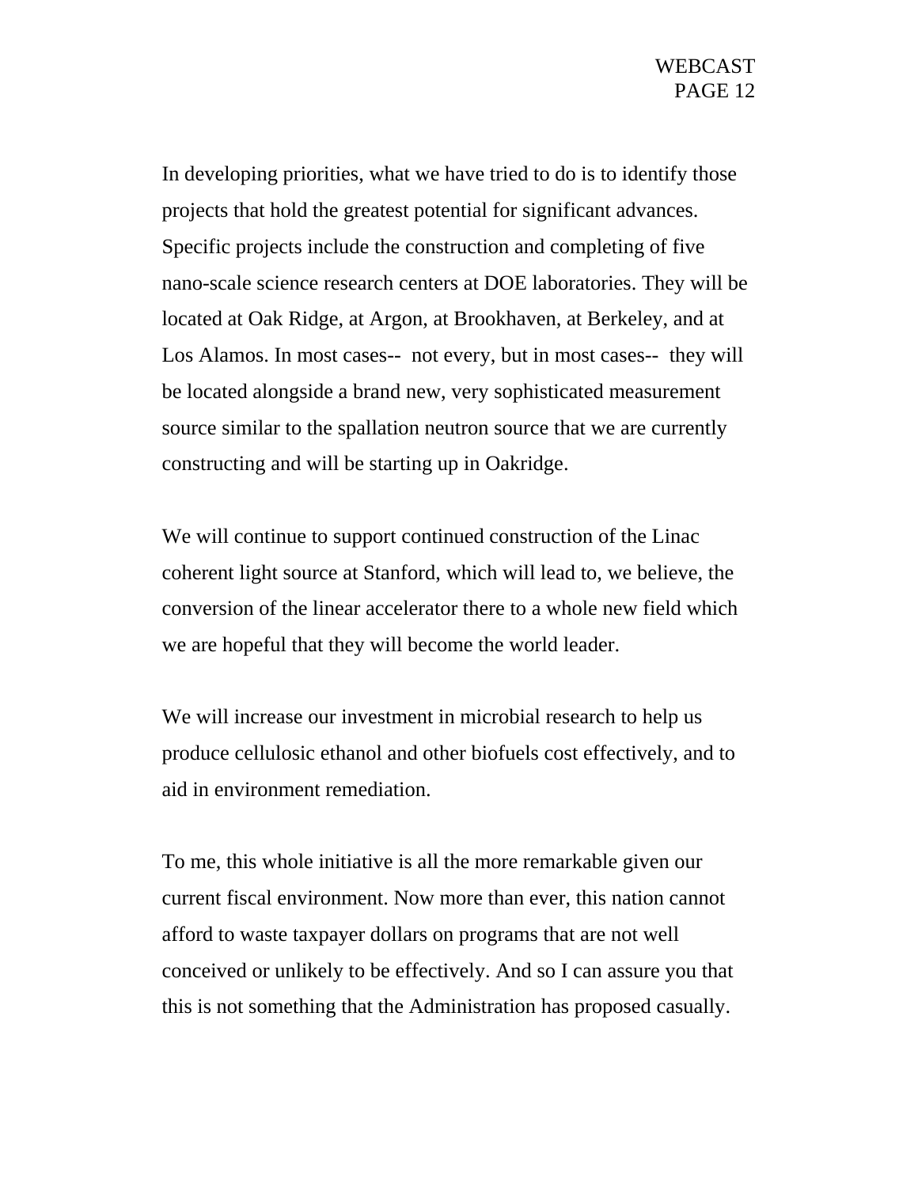In developing priorities, what we have tried to do is to identify those projects that hold the greatest potential for significant advances. Specific projects include the construction and completing of five nano-scale science research centers at DOE laboratories. They will be located at Oak Ridge, at Argon, at Brookhaven, at Berkeley, and at Los Alamos. In most cases-- not every, but in most cases-- they will be located alongside a brand new, very sophisticated measurement source similar to the spallation neutron source that we are currently constructing and will be starting up in Oakridge.

We will continue to support continued construction of the Linac coherent light source at Stanford, which will lead to, we believe, the conversion of the linear accelerator there to a whole new field which we are hopeful that they will become the world leader.

We will increase our investment in microbial research to help us produce cellulosic ethanol and other biofuels cost effectively, and to aid in environment remediation.

To me, this whole initiative is all the more remarkable given our current fiscal environment. Now more than ever, this nation cannot afford to waste taxpayer dollars on programs that are not well conceived or unlikely to be effectively. And so I can assure you that this is not something that the Administration has proposed casually.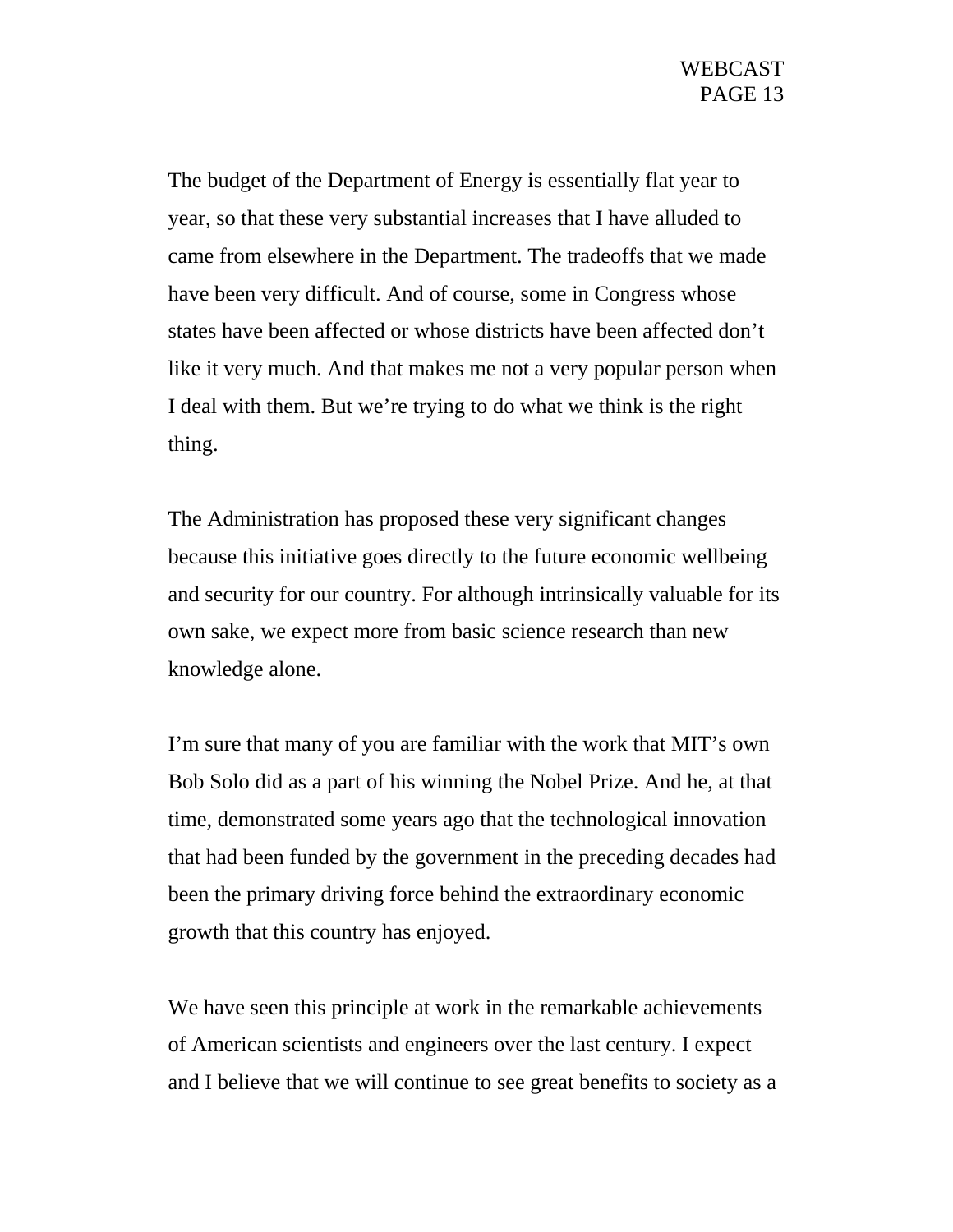The budget of the Department of Energy is essentially flat year to year, so that these very substantial increases that I have alluded to came from elsewhere in the Department. The tradeoffs that we made have been very difficult. And of course, some in Congress whose states have been affected or whose districts have been affected don't like it very much. And that makes me not a very popular person when I deal with them. But we're trying to do what we think is the right thing.

The Administration has proposed these very significant changes because this initiative goes directly to the future economic wellbeing and security for our country. For although intrinsically valuable for its own sake, we expect more from basic science research than new knowledge alone.

I'm sure that many of you are familiar with the work that MIT's own Bob Solo did as a part of his winning the Nobel Prize. And he, at that time, demonstrated some years ago that the technological innovation that had been funded by the government in the preceding decades had been the primary driving force behind the extraordinary economic growth that this country has enjoyed.

We have seen this principle at work in the remarkable achievements of American scientists and engineers over the last century. I expect and I believe that we will continue to see great benefits to society as a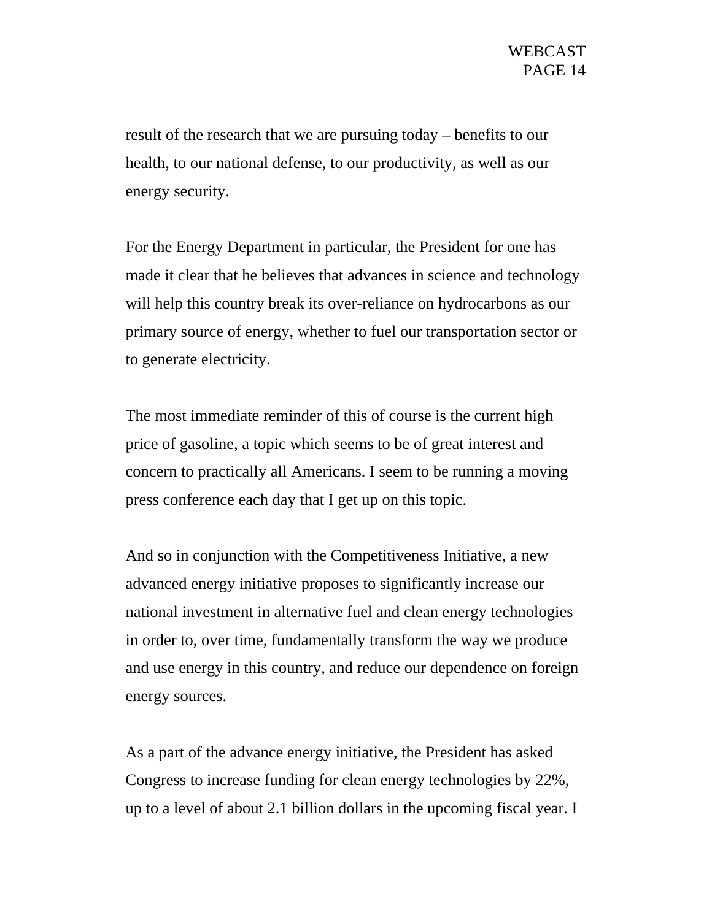result of the research that we are pursuing today – benefits to our health, to our national defense, to our productivity, as well as our energy security.

For the Energy Department in particular, the President for one has made it clear that he believes that advances in science and technology will help this country break its over-reliance on hydrocarbons as our primary source of energy, whether to fuel our transportation sector or to generate electricity.

The most immediate reminder of this of course is the current high price of gasoline, a topic which seems to be of great interest and concern to practically all Americans. I seem to be running a moving press conference each day that I get up on this topic.

And so in conjunction with the Competitiveness Initiative, a new advanced energy initiative proposes to significantly increase our national investment in alternative fuel and clean energy technologies in order to, over time, fundamentally transform the way we produce and use energy in this country, and reduce our dependence on foreign energy sources.

As a part of the advance energy initiative, the President has asked Congress to increase funding for clean energy technologies by 22%, up to a level of about 2.1 billion dollars in the upcoming fiscal year. I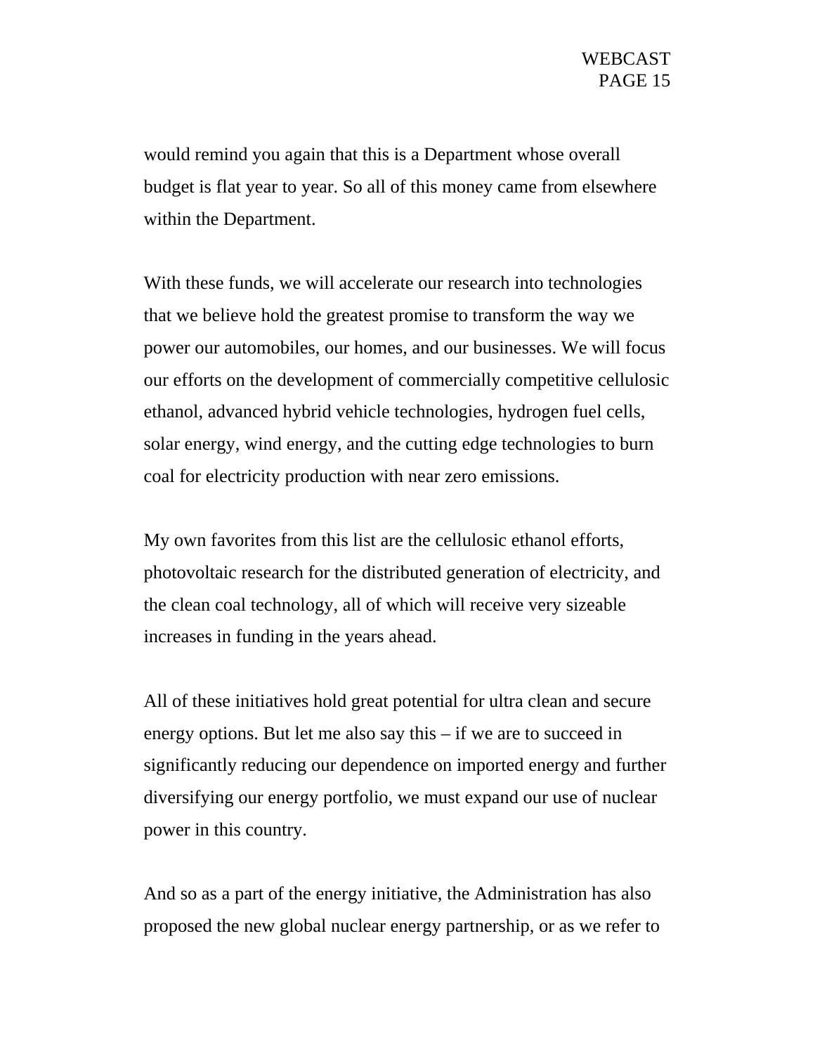would remind you again that this is a Department whose overall budget is flat year to year. So all of this money came from elsewhere within the Department.

With these funds, we will accelerate our research into technologies that we believe hold the greatest promise to transform the way we power our automobiles, our homes, and our businesses. We will focus our efforts on the development of commercially competitive cellulosic ethanol, advanced hybrid vehicle technologies, hydrogen fuel cells, solar energy, wind energy, and the cutting edge technologies to burn coal for electricity production with near zero emissions.

My own favorites from this list are the cellulosic ethanol efforts, photovoltaic research for the distributed generation of electricity, and the clean coal technology, all of which will receive very sizeable increases in funding in the years ahead.

All of these initiatives hold great potential for ultra clean and secure energy options. But let me also say this – if we are to succeed in significantly reducing our dependence on imported energy and further diversifying our energy portfolio, we must expand our use of nuclear power in this country.

And so as a part of the energy initiative, the Administration has also proposed the new global nuclear energy partnership, or as we refer to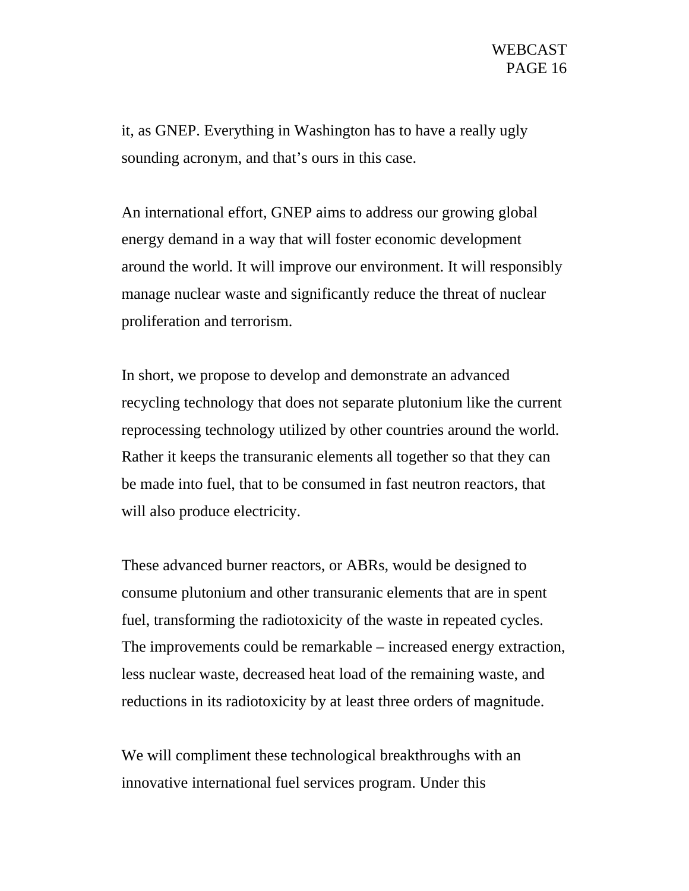it, as GNEP. Everything in Washington has to have a really ugly sounding acronym, and that's ours in this case.

An international effort, GNEP aims to address our growing global energy demand in a way that will foster economic development around the world. It will improve our environment. It will responsibly manage nuclear waste and significantly reduce the threat of nuclear proliferation and terrorism.

In short, we propose to develop and demonstrate an advanced recycling technology that does not separate plutonium like the current reprocessing technology utilized by other countries around the world. Rather it keeps the transuranic elements all together so that they can be made into fuel, that to be consumed in fast neutron reactors, that will also produce electricity.

These advanced burner reactors, or ABRs, would be designed to consume plutonium and other transuranic elements that are in spent fuel, transforming the radiotoxicity of the waste in repeated cycles. The improvements could be remarkable – increased energy extraction, less nuclear waste, decreased heat load of the remaining waste, and reductions in its radiotoxicity by at least three orders of magnitude.

We will compliment these technological breakthroughs with an innovative international fuel services program. Under this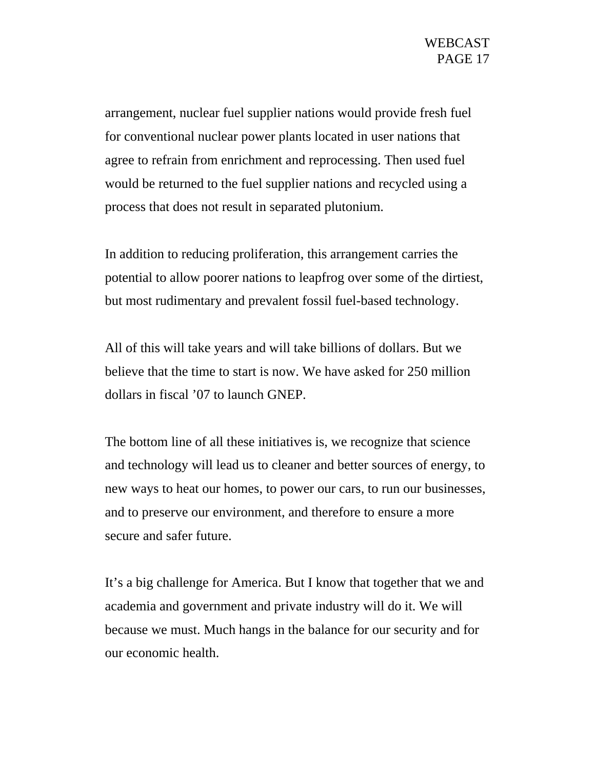arrangement, nuclear fuel supplier nations would provide fresh fuel for conventional nuclear power plants located in user nations that agree to refrain from enrichment and reprocessing. Then used fuel would be returned to the fuel supplier nations and recycled using a process that does not result in separated plutonium.

In addition to reducing proliferation, this arrangement carries the potential to allow poorer nations to leapfrog over some of the dirtiest, but most rudimentary and prevalent fossil fuel-based technology.

All of this will take years and will take billions of dollars. But we believe that the time to start is now. We have asked for 250 million dollars in fiscal ’07 to launch GNEP.

The bottom line of all these initiatives is, we recognize that science and technology will lead us to cleaner and better sources of energy, to new ways to heat our homes, to power our cars, to run our businesses, and to preserve our environment, and therefore to ensure a more secure and safer future.

It’s a big challenge for America. But I know that together that we and academia and government and private industry will do it. We will because we must. Much hangs in the balance for our security and for our economic health.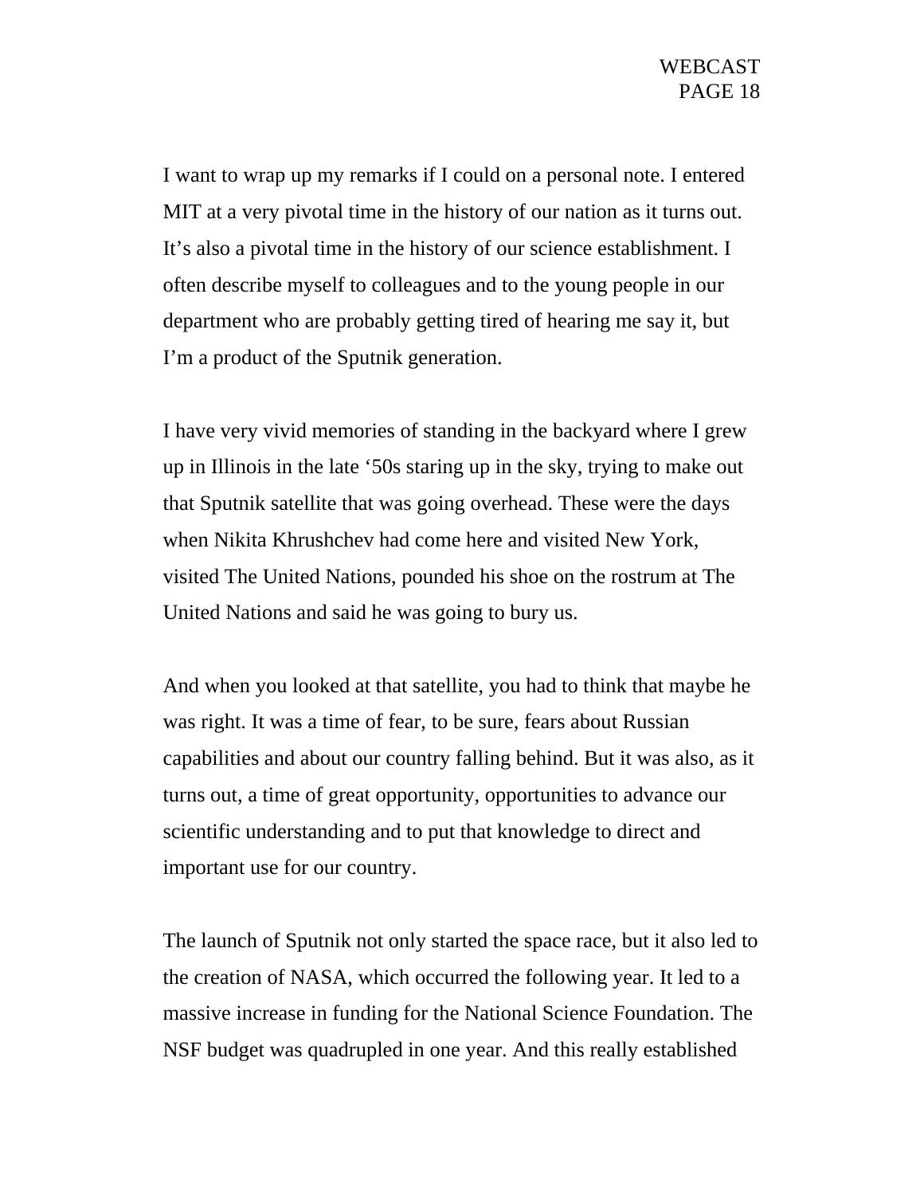I want to wrap up my remarks if I could on a personal note. I entered MIT at a very pivotal time in the history of our nation as it turns out. It's also a pivotal time in the history of our science establishment. I often describe myself to colleagues and to the young people in our department who are probably getting tired of hearing me say it, but I'm a product of the Sputnik generation.

I have very vivid memories of standing in the backyard where I grew up in Illinois in the late '50s staring up in the sky, trying to make out that Sputnik satellite that was going overhead. These were the days when Nikita Khrushchev had come here and visited New York, visited The United Nations, pounded his shoe on the rostrum at The United Nations and said he was going to bury us.

And when you looked at that satellite, you had to think that maybe he was right. It was a time of fear, to be sure, fears about Russian capabilities and about our country falling behind. But it was also, as it turns out, a time of great opportunity, opportunities to advance our scientific understanding and to put that knowledge to direct and important use for our country.

The launch of Sputnik not only started the space race, but it also led to the creation of NASA, which occurred the following year. It led to a massive increase in funding for the National Science Foundation. The NSF budget was quadrupled in one year. And this really established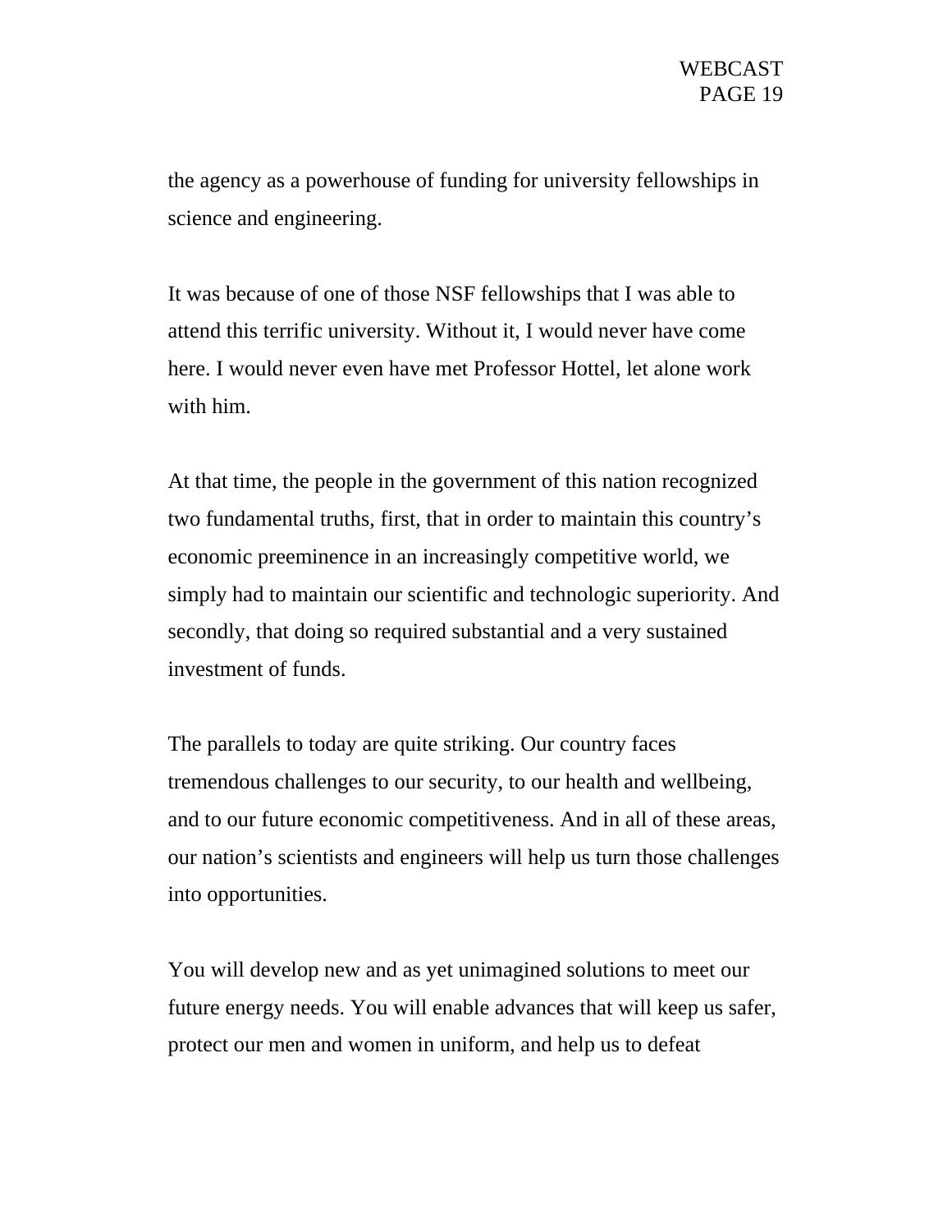the agency as a powerhouse of funding for university fellowships in science and engineering.

It was because of one of those NSF fellowships that I was able to attend this terrific university. Without it, I would never have come here. I would never even have met Professor Hottel, let alone work with him.

At that time, the people in the government of this nation recognized two fundamental truths, first, that in order to maintain this country's economic preeminence in an increasingly competitive world, we simply had to maintain our scientific and technologic superiority. And secondly, that doing so required substantial and a very sustained investment of funds.

The parallels to today are quite striking. Our country faces tremendous challenges to our security, to our health and wellbeing, and to our future economic competitiveness. And in all of these areas, our nation's scientists and engineers will help us turn those challenges into opportunities.

You will develop new and as yet unimagined solutions to meet our future energy needs. You will enable advances that will keep us safer, protect our men and women in uniform, and help us to defeat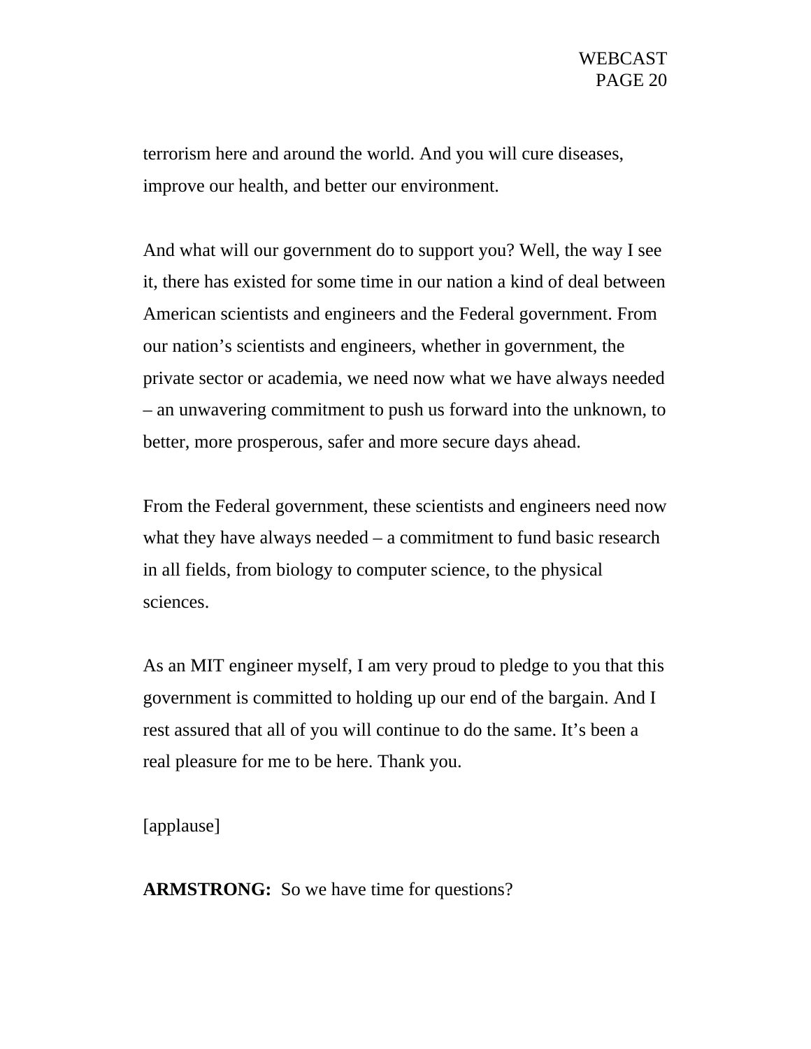terrorism here and around the world. And you will cure diseases, improve our health, and better our environment.

And what will our government do to support you? Well, the way I see it, there has existed for some time in our nation a kind of deal between American scientists and engineers and the Federal government. From our nation's scientists and engineers, whether in government, the private sector or academia, we need now what we have always needed – an unwavering commitment to push us forward into the unknown, to better, more prosperous, safer and more secure days ahead.

From the Federal government, these scientists and engineers need now what they have always needed – a commitment to fund basic research in all fields, from biology to computer science, to the physical sciences.

As an MIT engineer myself, I am very proud to pledge to you that this government is committed to holding up our end of the bargain. And I rest assured that all of you will continue to do the same. It's been a real pleasure for me to be here. Thank you.

[applause]

**ARMSTRONG:** So we have time for questions?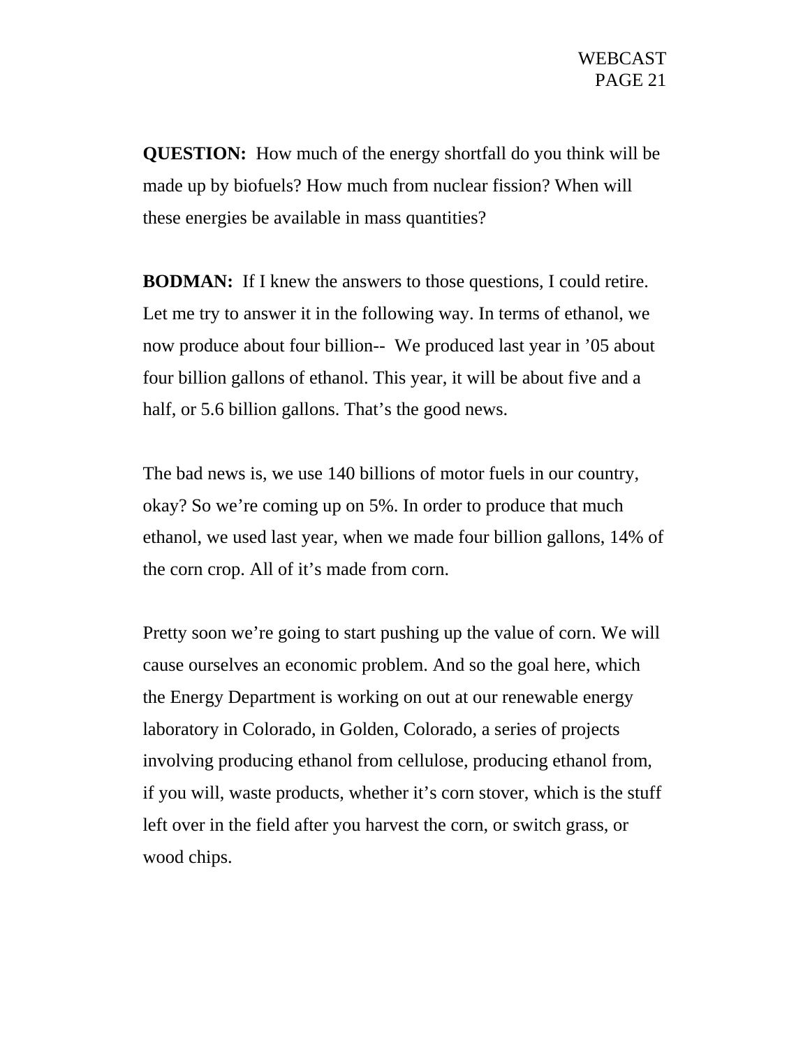**QUESTION:** How much of the energy shortfall do you think will be made up by biofuels? How much from nuclear fission? When will these energies be available in mass quantities?

**BODMAN:** If I knew the answers to those questions, I could retire. Let me try to answer it in the following way. In terms of ethanol, we now produce about four billion-- We produced last year in ’05 about four billion gallons of ethanol. This year, it will be about five and a half, or 5.6 billion gallons. That’s the good news.

The bad news is, we use 140 billions of motor fuels in our country, okay? So we’re coming up on 5%. In order to produce that much ethanol, we used last year, when we made four billion gallons, 14% of the corn crop. All of it’s made from corn.

Pretty soon we’re going to start pushing up the value of corn. We will cause ourselves an economic problem. And so the goal here, which the Energy Department is working on out at our renewable energy laboratory in Colorado, in Golden, Colorado, a series of projects involving producing ethanol from cellulose, producing ethanol from, if you will, waste products, whether it’s corn stover, which is the stuff left over in the field after you harvest the corn, or switch grass, or wood chips.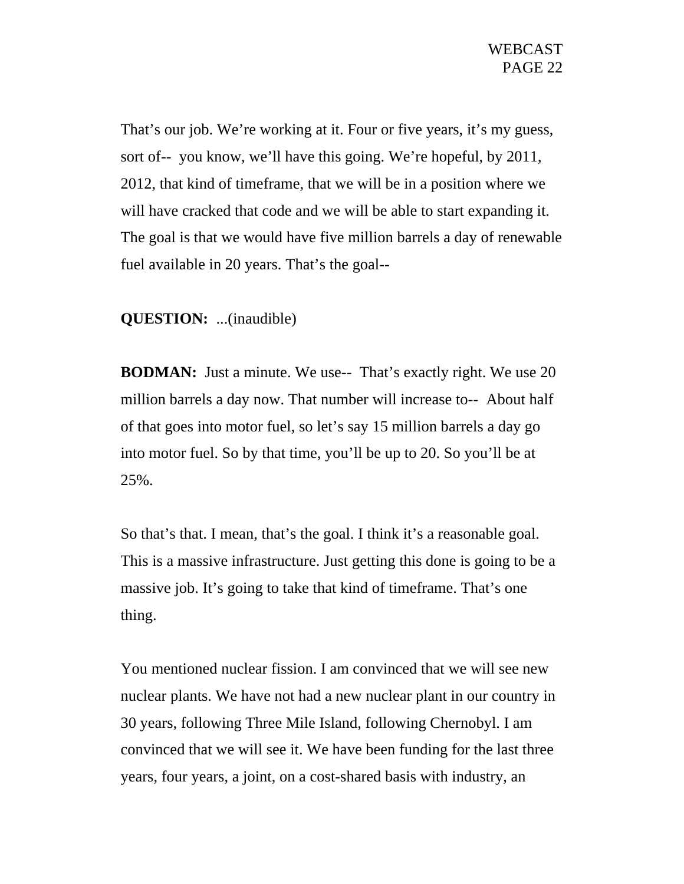That's our job. We're working at it. Four or five years, it's my guess, sort of-- you know, we'll have this going. We're hopeful, by 2011, 2012, that kind of timeframe, that we will be in a position where we will have cracked that code and we will be able to start expanding it. The goal is that we would have five million barrels a day of renewable fuel available in 20 years. That's the goal--

**QUESTION:** ...(inaudible)

**BODMAN:** Just a minute. We use-- That's exactly right. We use 20 million barrels a day now. That number will increase to-- About half of that goes into motor fuel, so let's say 15 million barrels a day go into motor fuel. So by that time, you'll be up to 20. So you'll be at 25%.

So that's that. I mean, that's the goal. I think it's a reasonable goal. This is a massive infrastructure. Just getting this done is going to be a massive job. It's going to take that kind of timeframe. That's one thing.

You mentioned nuclear fission. I am convinced that we will see new nuclear plants. We have not had a new nuclear plant in our country in 30 years, following Three Mile Island, following Chernobyl. I am convinced that we will see it. We have been funding for the last three years, four years, a joint, on a cost-shared basis with industry, an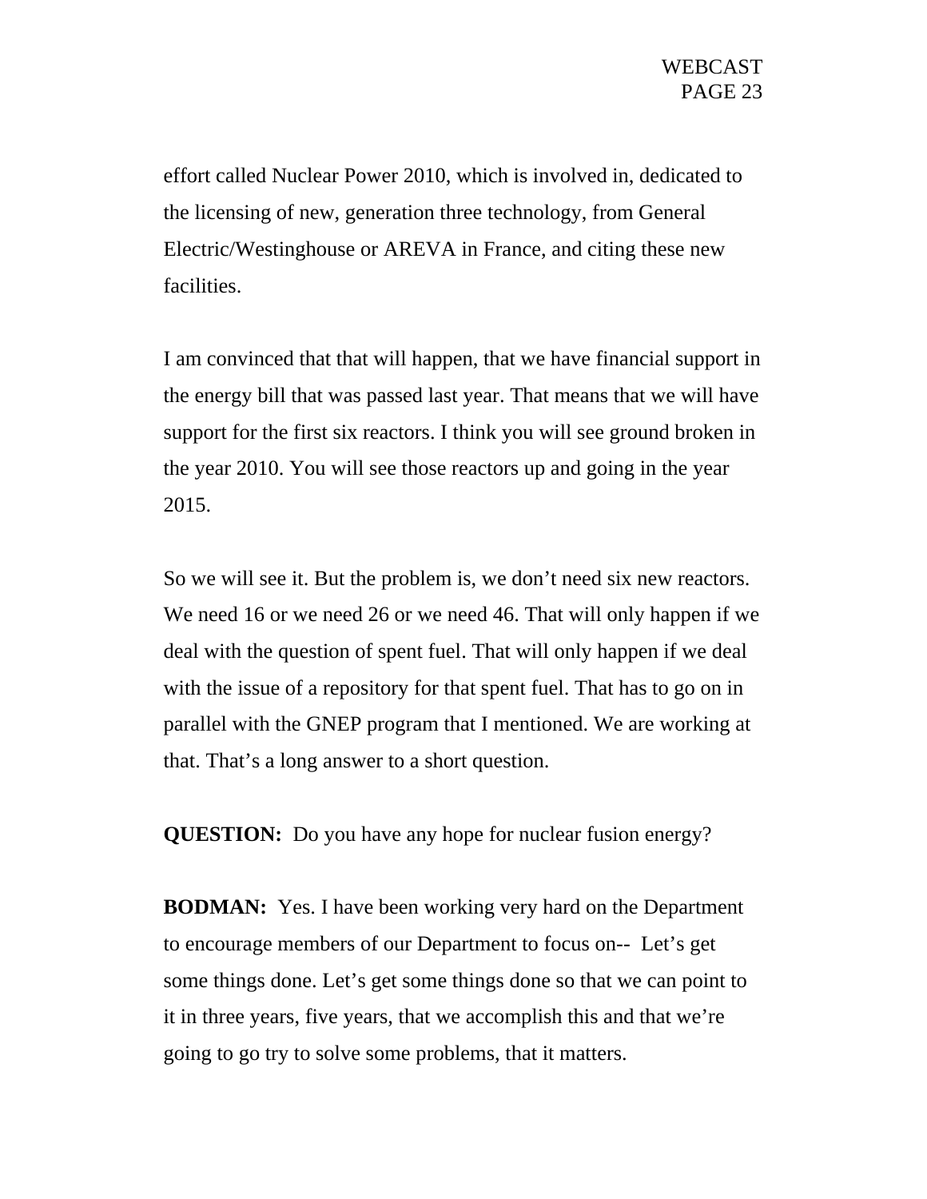effort called Nuclear Power 2010, which is involved in, dedicated to the licensing of new, generation three technology, from General Electric/Westinghouse or AREVA in France, and citing these new facilities.

I am convinced that that will happen, that we have financial support in the energy bill that was passed last year. That means that we will have support for the first six reactors. I think you will see ground broken in the year 2010. You will see those reactors up and going in the year 2015.

So we will see it. But the problem is, we don't need six new reactors. We need 16 or we need 26 or we need 46. That will only happen if we deal with the question of spent fuel. That will only happen if we deal with the issue of a repository for that spent fuel. That has to go on in parallel with the GNEP program that I mentioned. We are working at that. That's a long answer to a short question.

**QUESTION:** Do you have any hope for nuclear fusion energy?

**BODMAN:** Yes. I have been working very hard on the Department to encourage members of our Department to focus on-- Let's get some things done. Let's get some things done so that we can point to it in three years, five years, that we accomplish this and that we're going to go try to solve some problems, that it matters.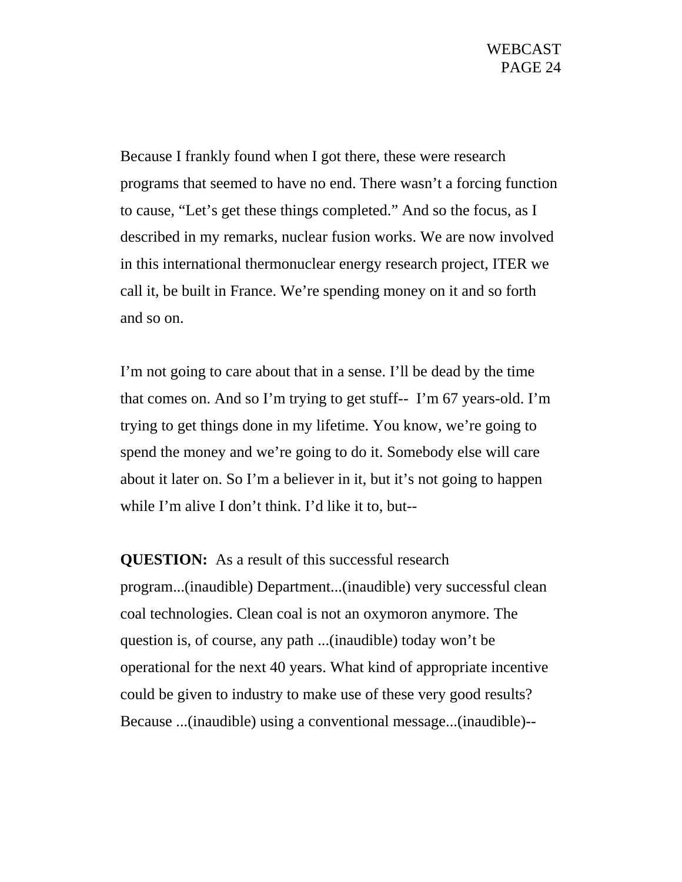Because I frankly found when I got there, these were research programs that seemed to have no end. There wasn't a forcing function to cause, "Let's get these things completed." And so the focus, as I described in my remarks, nuclear fusion works. We are now involved in this international thermonuclear energy research project, ITER we call it, be built in France. We're spending money on it and so forth and so on.

I'm not going to care about that in a sense. I'll be dead by the time that comes on. And so I'm trying to get stuff-- I'm 67 years-old. I'm trying to get things done in my lifetime. You know, we're going to spend the money and we're going to do it. Somebody else will care about it later on. So I'm a believer in it, but it's not going to happen while I'm alive I don't think. I'd like it to, but--

**QUESTION:** As a result of this successful research program...(inaudible) Department...(inaudible) very successful clean coal technologies. Clean coal is not an oxymoron anymore. The question is, of course, any path ...(inaudible) today won't be operational for the next 40 years. What kind of appropriate incentive could be given to industry to make use of these very good results? Because ...(inaudible) using a conventional message...(inaudible)--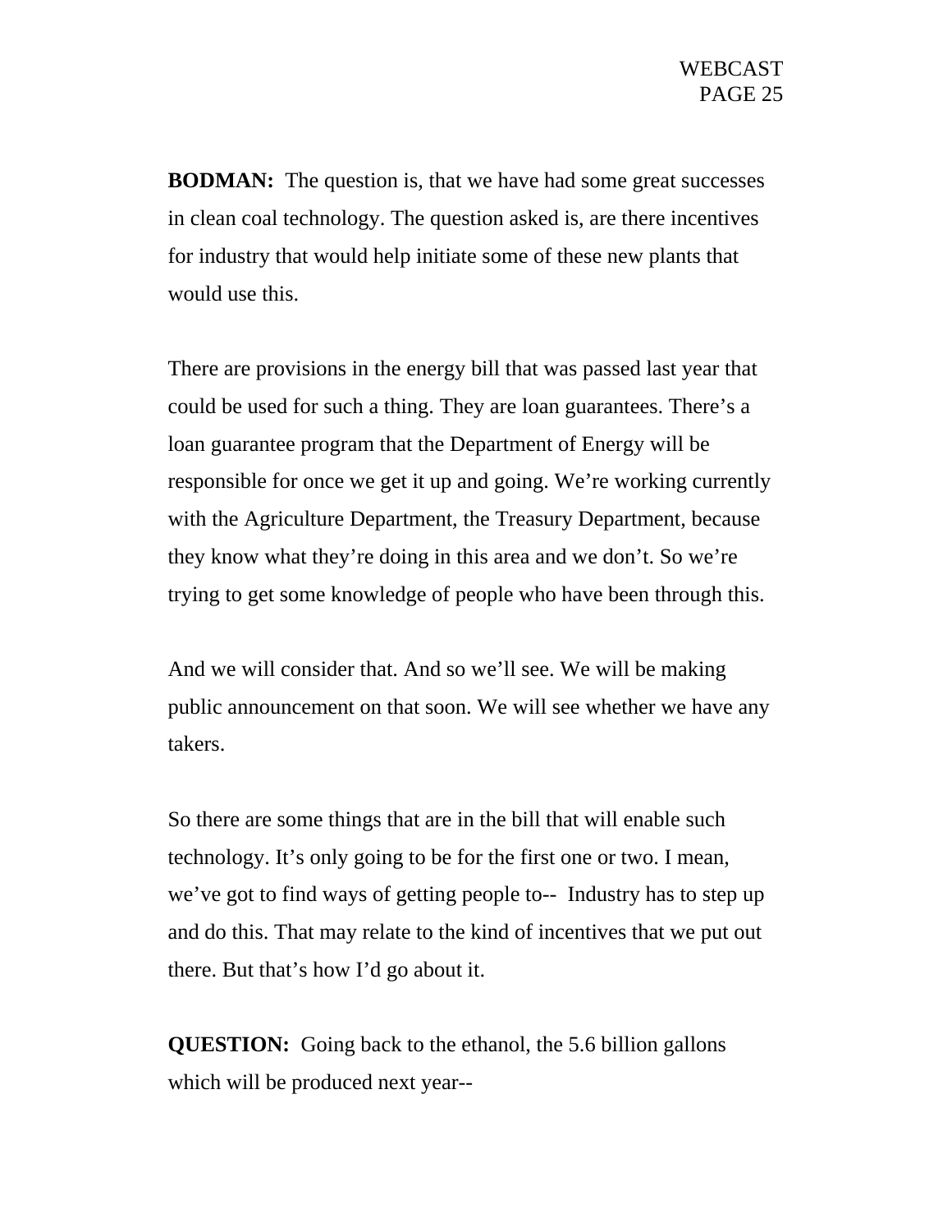**BODMAN:** The question is, that we have had some great successes in clean coal technology. The question asked is, are there incentives for industry that would help initiate some of these new plants that would use this.

There are provisions in the energy bill that was passed last year that could be used for such a thing. They are loan guarantees. There’s a loan guarantee program that the Department of Energy will be responsible for once we get it up and going. We’re working currently with the Agriculture Department, the Treasury Department, because they know what they’re doing in this area and we don’t. So we’re trying to get some knowledge of people who have been through this.

And we will consider that. And so we’ll see. We will be making public announcement on that soon. We will see whether we have any takers.

So there are some things that are in the bill that will enable such technology. It’s only going to be for the first one or two. I mean, we’ve got to find ways of getting people to-- Industry has to step up and do this. That may relate to the kind of incentives that we put out there. But that’s how I’d go about it.

**QUESTION:** Going back to the ethanol, the 5.6 billion gallons which will be produced next year--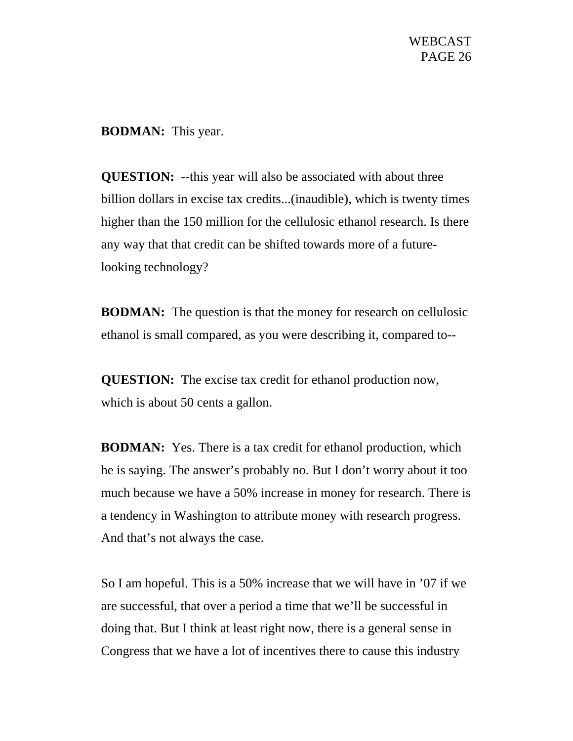**BODMAN:** This year.

**QUESTION:** --this year will also be associated with about three billion dollars in excise tax credits...(inaudible), which is twenty times higher than the 150 million for the cellulosic ethanol research. Is there any way that that credit can be shifted towards more of a future-looking technology?

**BODMAN:** The question is that the money for research on cellulosic ethanol is small compared, as you were describing it, compared to--

**QUESTION:** The excise tax credit for ethanol production now, which is about 50 cents a gallon.

**BODMAN:** Yes. There is a tax credit for ethanol production, which he is saying. The answer's probably no. But I don't worry about it too much because we have a 50% increase in money for research. There is a tendency in Washington to attribute money with research progress. And that's not always the case.

So I am hopeful. This is a 50% increase that we will have in '07 if we are successful, that over a period a time that we'll be successful in doing that. But I think at least right now, there is a general sense in Congress that we have a lot of incentives there to cause this industry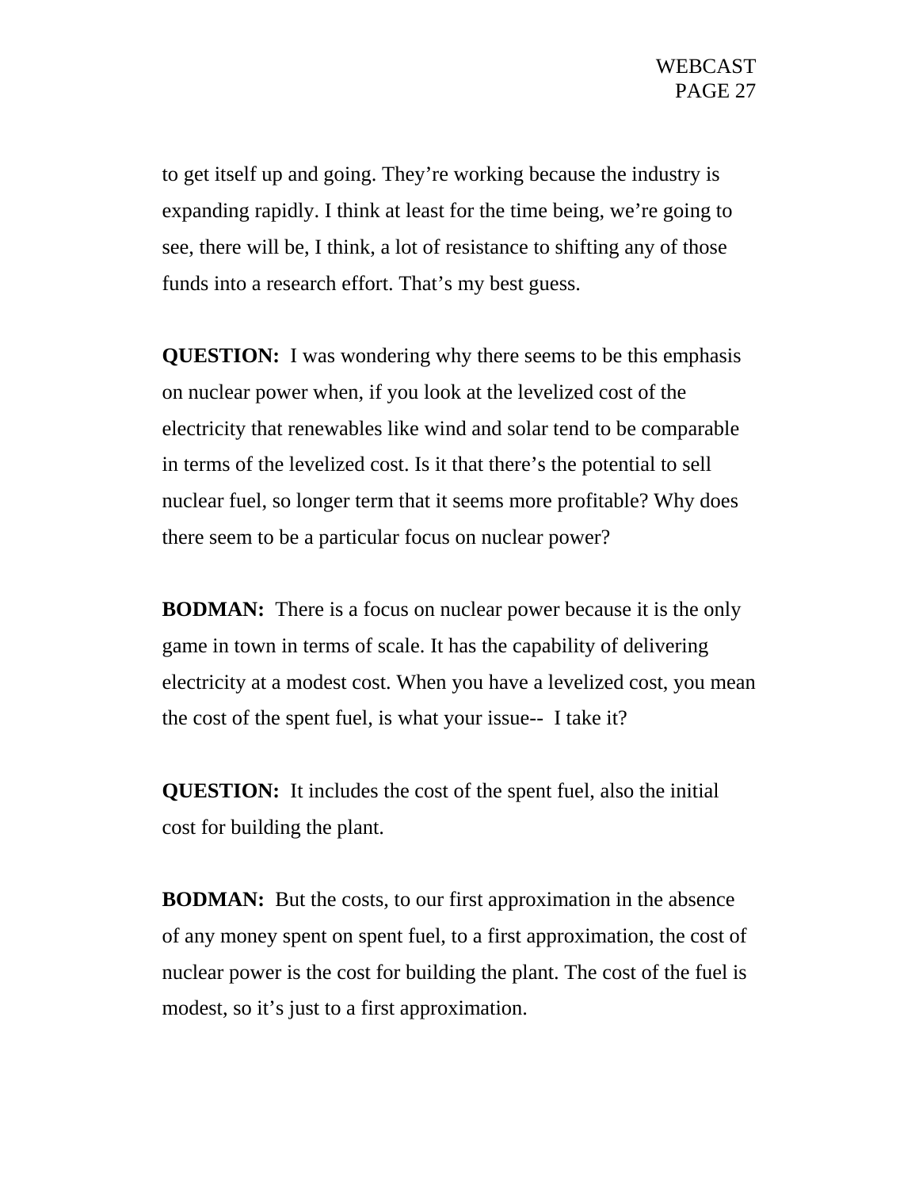to get itself up and going. They’re working because the industry is expanding rapidly. I think at least for the time being, we’re going to see, there will be, I think, a lot of resistance to shifting any of those funds into a research effort. That’s my best guess.

**QUESTION:** I was wondering why there seems to be this emphasis on nuclear power when, if you look at the levelized cost of the electricity that renewables like wind and solar tend to be comparable in terms of the levelized cost. Is it that there’s the potential to sell nuclear fuel, so longer term that it seems more profitable? Why does there seem to be a particular focus on nuclear power?

**BODMAN:** There is a focus on nuclear power because it is the only game in town in terms of scale. It has the capability of delivering electricity at a modest cost. When you have a levelized cost, you mean the cost of the spent fuel, is what your issue-- I take it?

**QUESTION:** It includes the cost of the spent fuel, also the initial cost for building the plant.

**BODMAN:** But the costs, to our first approximation in the absence of any money spent on spent fuel, to a first approximation, the cost of nuclear power is the cost for building the plant. The cost of the fuel is modest, so it’s just to a first approximation.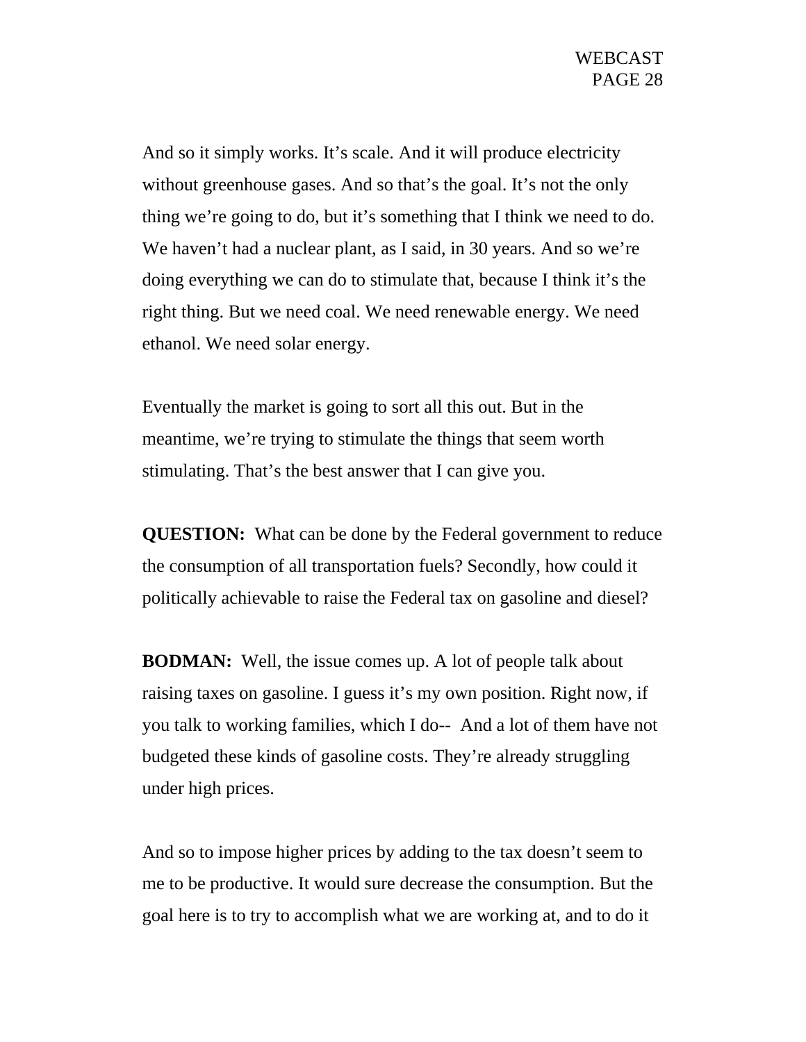And so it simply works. It's scale. And it will produce electricity without greenhouse gases. And so that's the goal. It's not the only thing we're going to do, but it's something that I think we need to do. We haven't had a nuclear plant, as I said, in 30 years. And so we're doing everything we can do to stimulate that, because I think it's the right thing. But we need coal. We need renewable energy. We need ethanol. We need solar energy.

Eventually the market is going to sort all this out. But in the meantime, we're trying to stimulate the things that seem worth stimulating. That's the best answer that I can give you.

**QUESTION:** What can be done by the Federal government to reduce the consumption of all transportation fuels? Secondly, how could it politically achievable to raise the Federal tax on gasoline and diesel?

**BODMAN:** Well, the issue comes up. A lot of people talk about raising taxes on gasoline. I guess it's my own position. Right now, if you talk to working families, which I do-- And a lot of them have not budgeted these kinds of gasoline costs. They're already struggling under high prices.

And so to impose higher prices by adding to the tax doesn't seem to me to be productive. It would sure decrease the consumption. But the goal here is to try to accomplish what we are working at, and to do it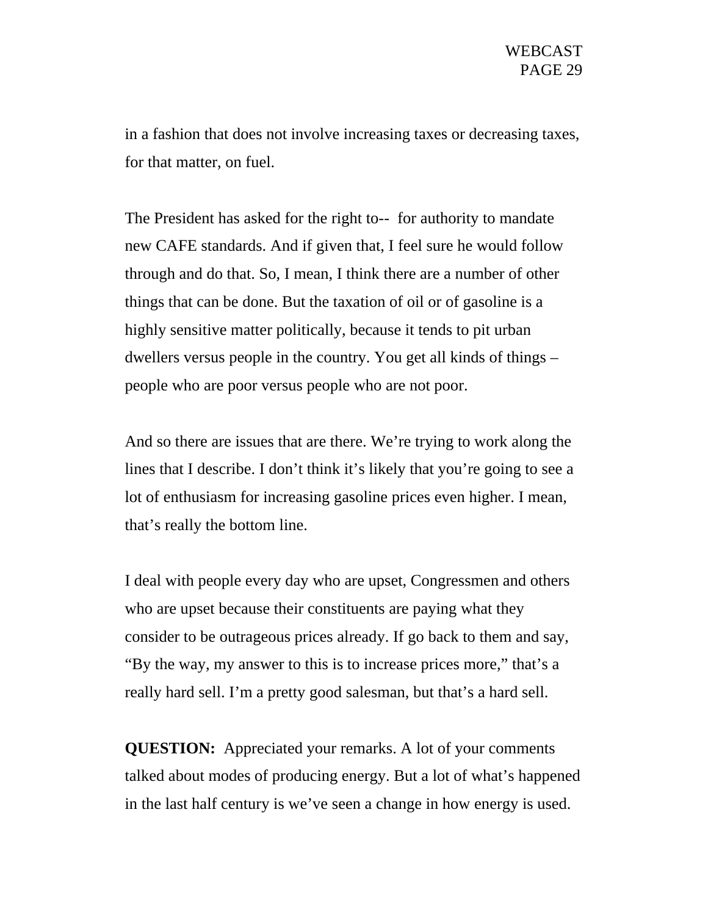in a fashion that does not involve increasing taxes or decreasing taxes, for that matter, on fuel.

The President has asked for the right to-- for authority to mandate new CAFE standards. And if given that, I feel sure he would follow through and do that. So, I mean, I think there are a number of other things that can be done. But the taxation of oil or of gasoline is a highly sensitive matter politically, because it tends to pit urban dwellers versus people in the country. You get all kinds of things – people who are poor versus people who are not poor.

And so there are issues that are there. We're trying to work along the lines that I describe. I don't think it's likely that you're going to see a lot of enthusiasm for increasing gasoline prices even higher. I mean, that's really the bottom line.

I deal with people every day who are upset, Congressmen and others who are upset because their constituents are paying what they consider to be outrageous prices already. If go back to them and say, "By the way, my answer to this is to increase prices more," that's a really hard sell. I'm a pretty good salesman, but that's a hard sell.

**QUESTION:** Appreciated your remarks. A lot of your comments talked about modes of producing energy. But a lot of what's happened in the last half century is we've seen a change in how energy is used.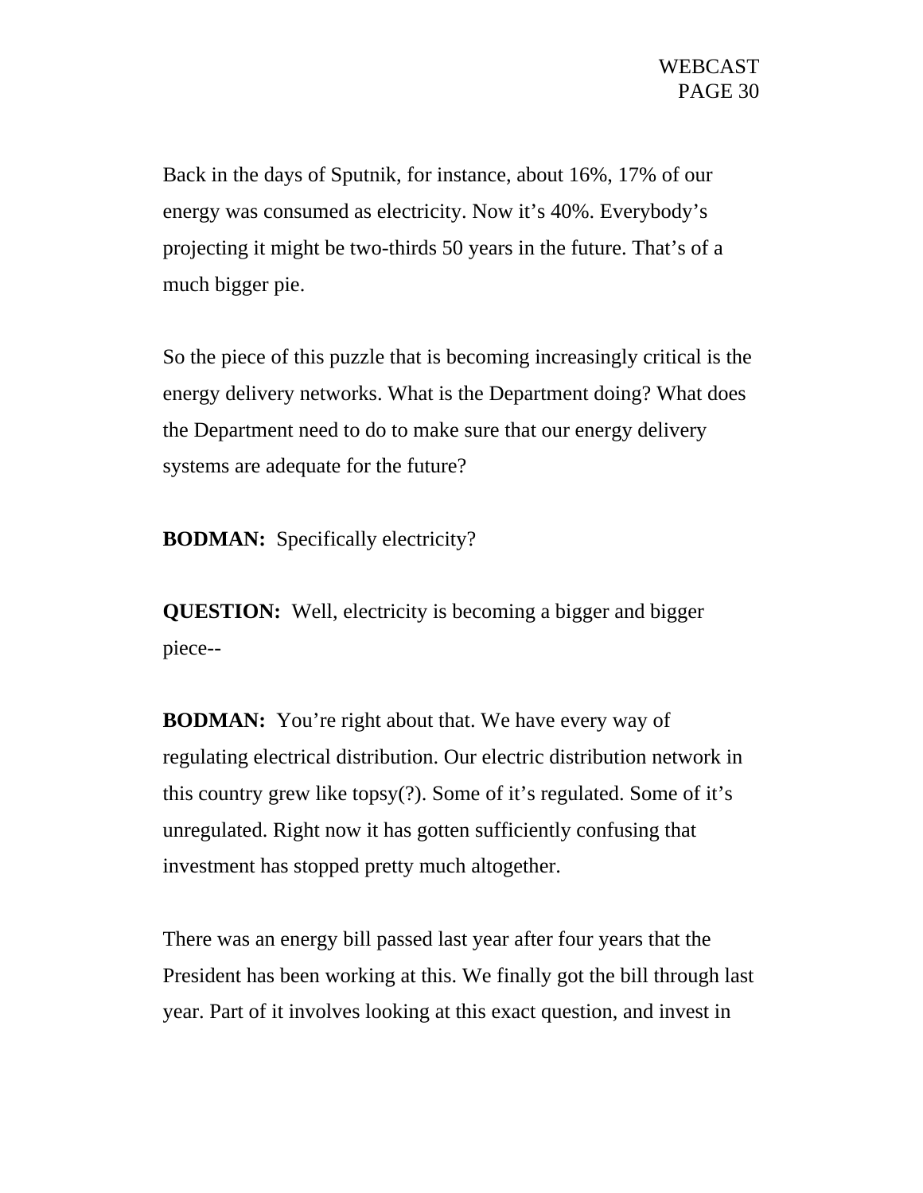Back in the days of Sputnik, for instance, about 16%, 17% of our energy was consumed as electricity. Now it's 40%. Everybody's projecting it might be two-thirds 50 years in the future. That's of a much bigger pie.

So the piece of this puzzle that is becoming increasingly critical is the energy delivery networks. What is the Department doing? What does the Department need to do to make sure that our energy delivery systems are adequate for the future?

**BODMAN:** Specifically electricity?

**QUESTION:** Well, electricity is becoming a bigger and bigger piece--

**BODMAN:** You're right about that. We have every way of regulating electrical distribution. Our electric distribution network in this country grew like topsy(?). Some of it's regulated. Some of it's unregulated. Right now it has gotten sufficiently confusing that investment has stopped pretty much altogether.

There was an energy bill passed last year after four years that the President has been working at this. We finally got the bill through last year. Part of it involves looking at this exact question, and invest in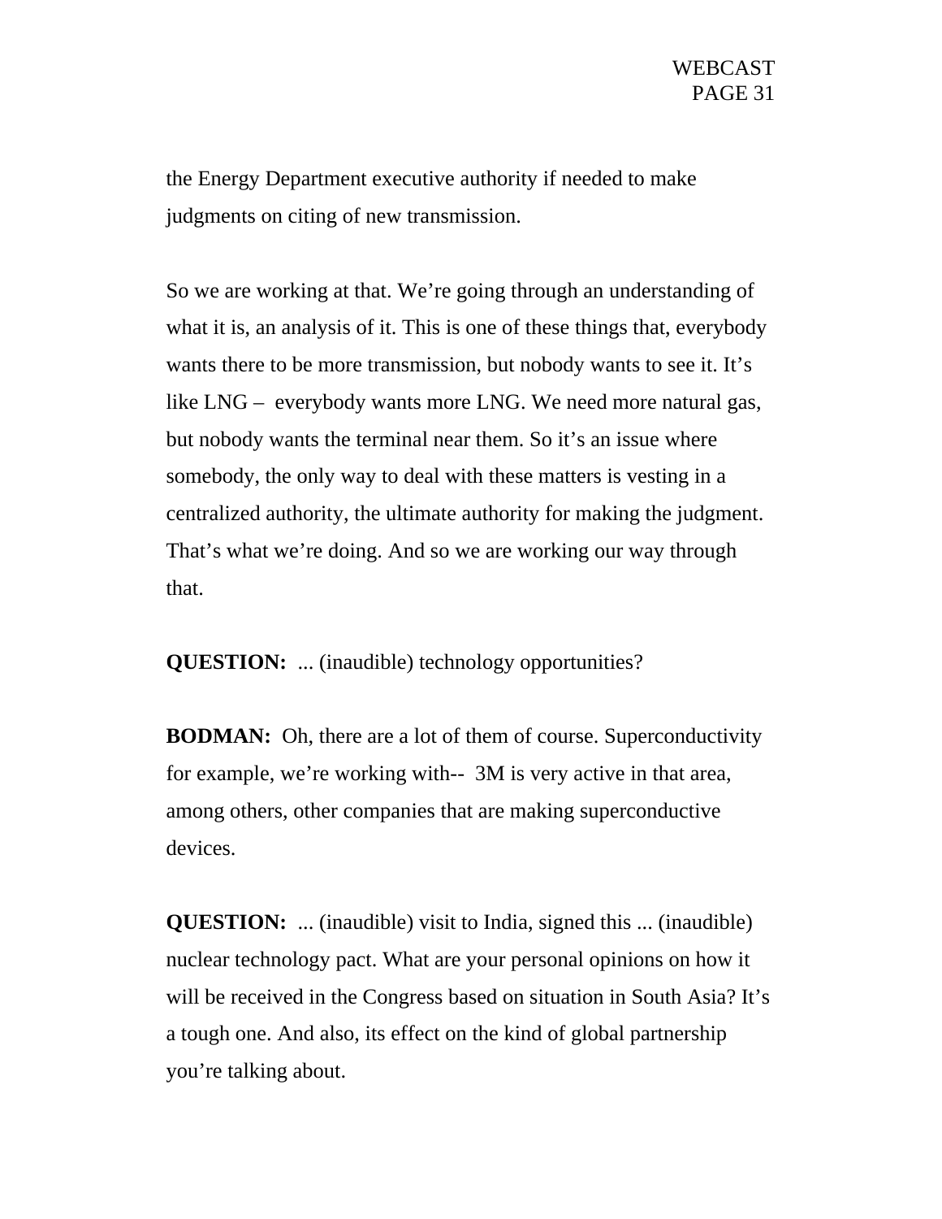the Energy Department executive authority if needed to make judgments on citing of new transmission.

So we are working at that. We're going through an understanding of what it is, an analysis of it. This is one of these things that, everybody wants there to be more transmission, but nobody wants to see it. It's like LNG – everybody wants more LNG. We need more natural gas, but nobody wants the terminal near them. So it's an issue where somebody, the only way to deal with these matters is vesting in a centralized authority, the ultimate authority for making the judgment. That's what we're doing. And so we are working our way through that.

**QUESTION:** ... (inaudible) technology opportunities?

**BODMAN:** Oh, there are a lot of them of course. Superconductivity for example, we're working with-- 3M is very active in that area, among others, other companies that are making superconductive devices.

**QUESTION:** ... (inaudible) visit to India, signed this ... (inaudible) nuclear technology pact. What are your personal opinions on how it will be received in the Congress based on situation in South Asia? It's a tough one. And also, its effect on the kind of global partnership you're talking about.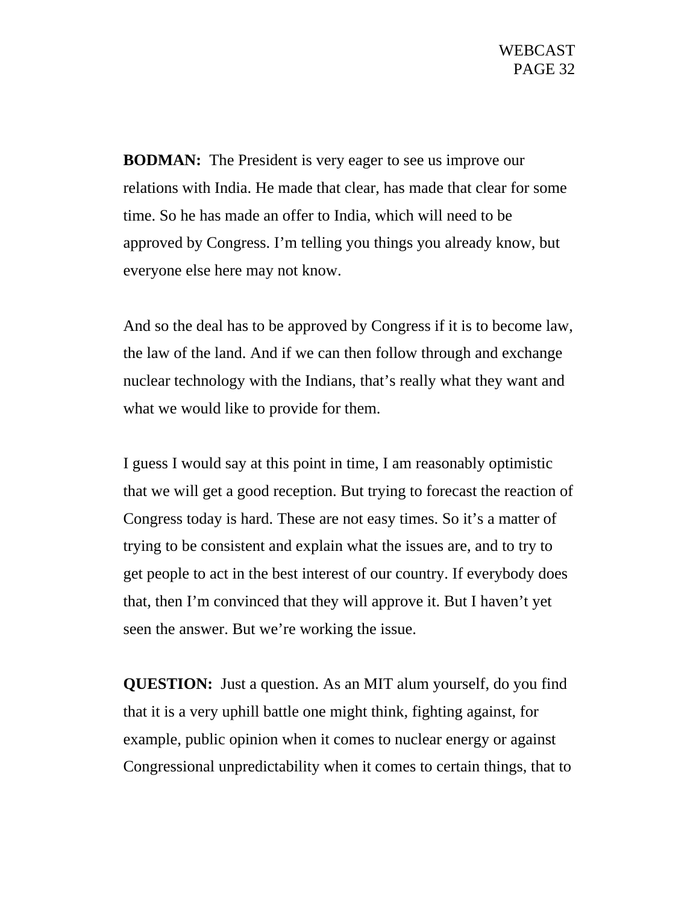**BODMAN:** The President is very eager to see us improve our relations with India. He made that clear, has made that clear for some time. So he has made an offer to India, which will need to be approved by Congress. I'm telling you things you already know, but everyone else here may not know.

And so the deal has to be approved by Congress if it is to become law, the law of the land. And if we can then follow through and exchange nuclear technology with the Indians, that's really what they want and what we would like to provide for them.

I guess I would say at this point in time, I am reasonably optimistic that we will get a good reception. But trying to forecast the reaction of Congress today is hard. These are not easy times. So it's a matter of trying to be consistent and explain what the issues are, and to try to get people to act in the best interest of our country. If everybody does that, then I'm convinced that they will approve it. But I haven't yet seen the answer. But we're working the issue.

**QUESTION:** Just a question. As an MIT alum yourself, do you find that it is a very uphill battle one might think, fighting against, for example, public opinion when it comes to nuclear energy or against Congressional unpredictability when it comes to certain things, that to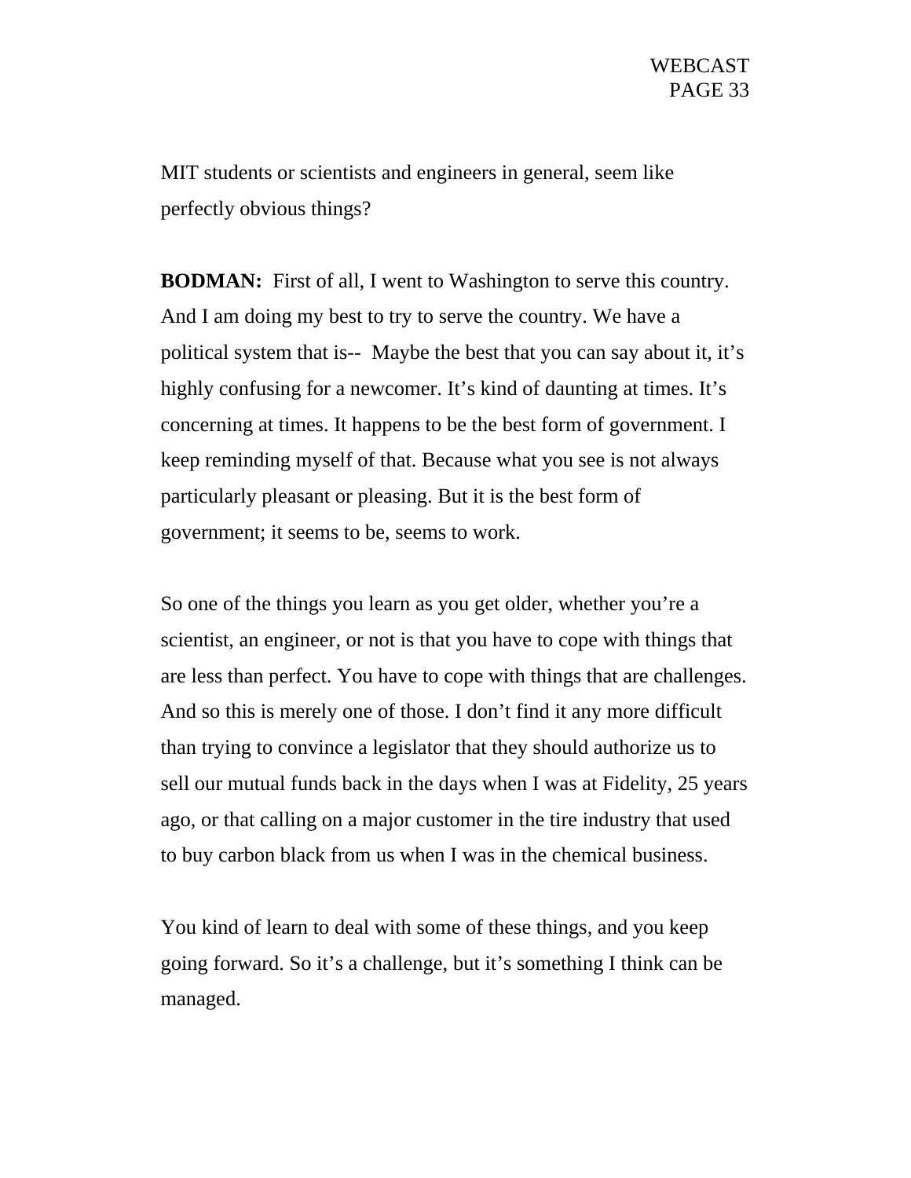MIT students or scientists and engineers in general, seem like perfectly obvious things?

**BODMAN:** First of all, I went to Washington to serve this country. And I am doing my best to try to serve the country. We have a political system that is-- Maybe the best that you can say about it, it's highly confusing for a newcomer. It's kind of daunting at times. It's concerning at times. It happens to be the best form of government. I keep reminding myself of that. Because what you see is not always particularly pleasant or pleasing. But it is the best form of government; it seems to be, seems to work.

So one of the things you learn as you get older, whether you're a scientist, an engineer, or not is that you have to cope with things that are less than perfect. You have to cope with things that are challenges. And so this is merely one of those. I don't find it any more difficult than trying to convince a legislator that they should authorize us to sell our mutual funds back in the days when I was at Fidelity, 25 years ago, or that calling on a major customer in the tire industry that used to buy carbon black from us when I was in the chemical business.

You kind of learn to deal with some of these things, and you keep going forward. So it's a challenge, but it's something I think can be managed.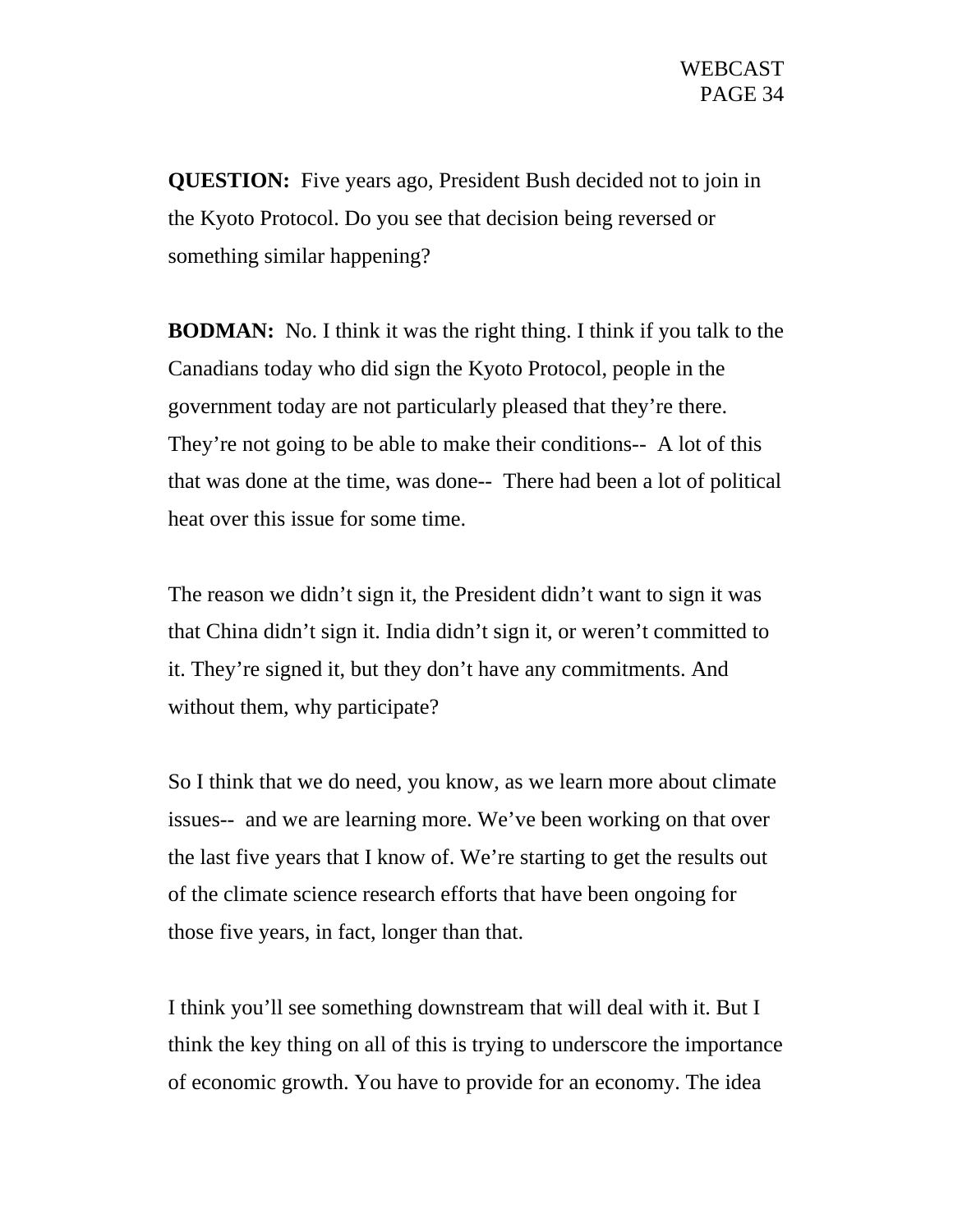**QUESTION:** Five years ago, President Bush decided not to join in the Kyoto Protocol. Do you see that decision being reversed or something similar happening?

**BODMAN:** No. I think it was the right thing. I think if you talk to the Canadians today who did sign the Kyoto Protocol, people in the government today are not particularly pleased that they're there. They're not going to be able to make their conditions-- A lot of this that was done at the time, was done-- There had been a lot of political heat over this issue for some time.

The reason we didn't sign it, the President didn't want to sign it was that China didn't sign it. India didn't sign it, or weren't committed to it. They're signed it, but they don't have any commitments. And without them, why participate?

So I think that we do need, you know, as we learn more about climate issues-- and we are learning more. We've been working on that over the last five years that I know of. We're starting to get the results out of the climate science research efforts that have been ongoing for those five years, in fact, longer than that.

I think you'll see something downstream that will deal with it. But I think the key thing on all of this is trying to underscore the importance of economic growth. You have to provide for an economy. The idea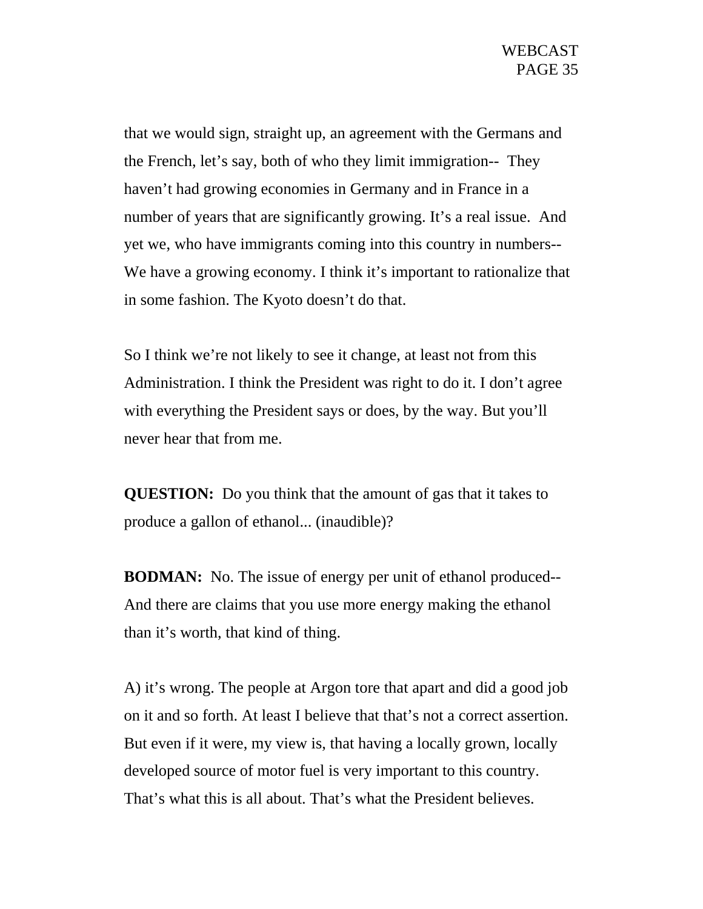that we would sign, straight up, an agreement with the Germans and the French, let's say, both of who they limit immigration-- They haven't had growing economies in Germany and in France in a number of years that are significantly growing. It's a real issue. And yet we, who have immigrants coming into this country in numbers-- We have a growing economy. I think it's important to rationalize that in some fashion. The Kyoto doesn't do that.

So I think we're not likely to see it change, at least not from this Administration. I think the President was right to do it. I don't agree with everything the President says or does, by the way. But you'll never hear that from me.

**QUESTION:** Do you think that the amount of gas that it takes to produce a gallon of ethanol... (inaudible)?

**BODMAN:** No. The issue of energy per unit of ethanol produced-- And there are claims that you use more energy making the ethanol than it's worth, that kind of thing.

A) it's wrong. The people at Argon tore that apart and did a good job on it and so forth. At least I believe that that's not a correct assertion. But even if it were, my view is, that having a locally grown, locally developed source of motor fuel is very important to this country. That's what this is all about. That's what the President believes.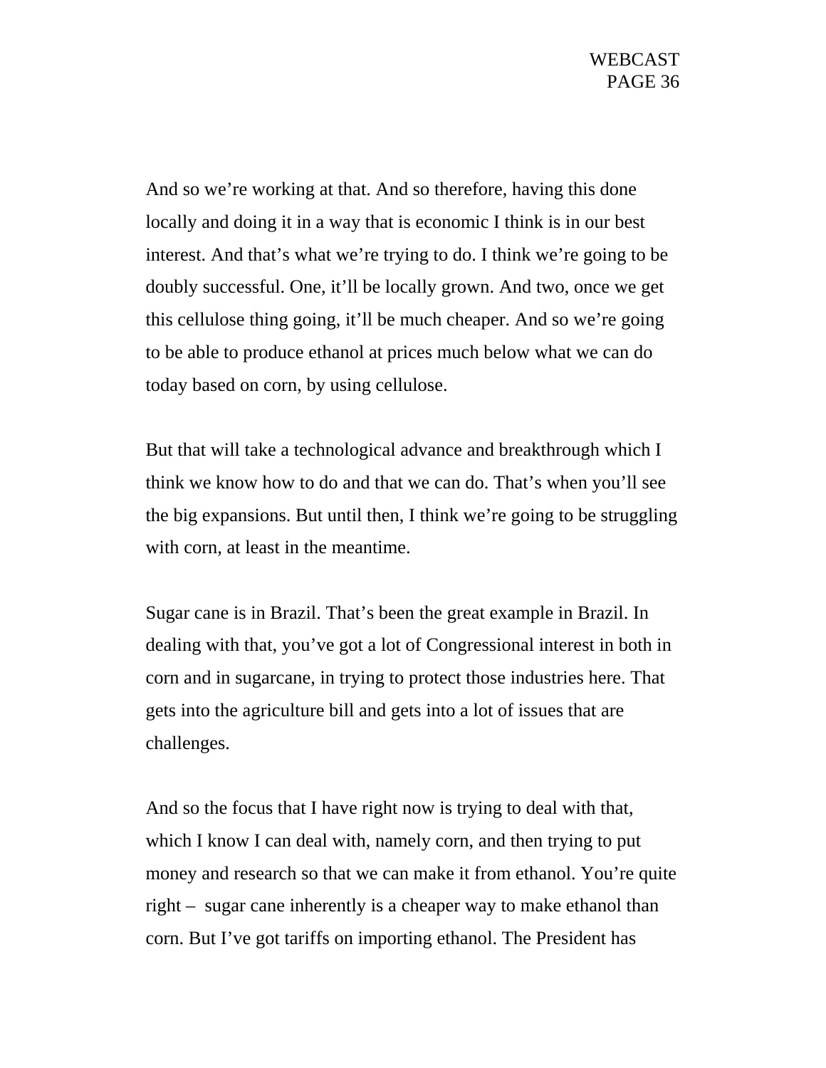And so we're working at that. And so therefore, having this done locally and doing it in a way that is economic I think is in our best interest. And that's what we're trying to do. I think we're going to be doubly successful. One, it'll be locally grown. And two, once we get this cellulose thing going, it'll be much cheaper. And so we're going to be able to produce ethanol at prices much below what we can do today based on corn, by using cellulose.

But that will take a technological advance and breakthrough which I think we know how to do and that we can do. That's when you'll see the big expansions. But until then, I think we're going to be struggling with corn, at least in the meantime.

Sugar cane is in Brazil. That's been the great example in Brazil. In dealing with that, you've got a lot of Congressional interest in both in corn and in sugarcane, in trying to protect those industries here. That gets into the agriculture bill and gets into a lot of issues that are challenges.

And so the focus that I have right now is trying to deal with that, which I know I can deal with, namely corn, and then trying to put money and research so that we can make it from ethanol. You're quite right – sugar cane inherently is a cheaper way to make ethanol than corn. But I've got tariffs on importing ethanol. The President has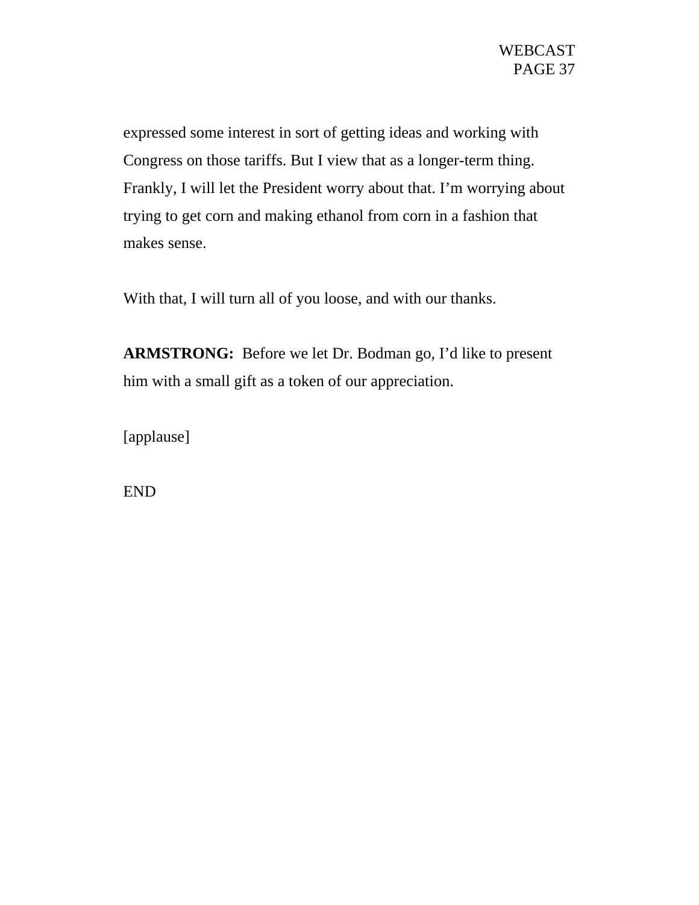expressed some interest in sort of getting ideas and working with Congress on those tariffs. But I view that as a longer-term thing. Frankly, I will let the President worry about that. I'm worrying about trying to get corn and making ethanol from corn in a fashion that makes sense.

With that, I will turn all of you loose, and with our thanks.

**ARMSTRONG:** Before we let Dr. Bodman go, I'd like to present him with a small gift as a token of our appreciation.

[applause]

END